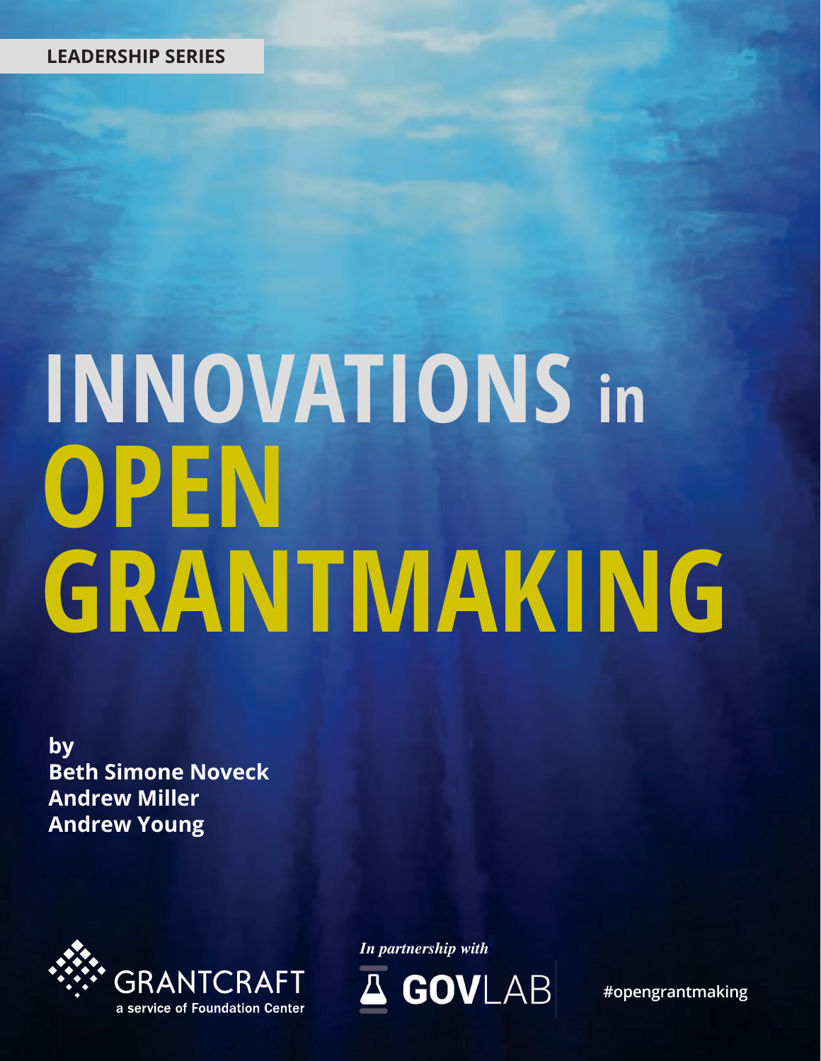LEADERSHIP SERIES

# INNOVATIONS in OPEN GRANTMAKING

**by**
**Beth Simone Noveck**
**Andrew Miller**
**Andrew Young**

GRANTCRAFT
a service of Foundation Center

*In partnership with*

GOVLAB

#opengrantmaking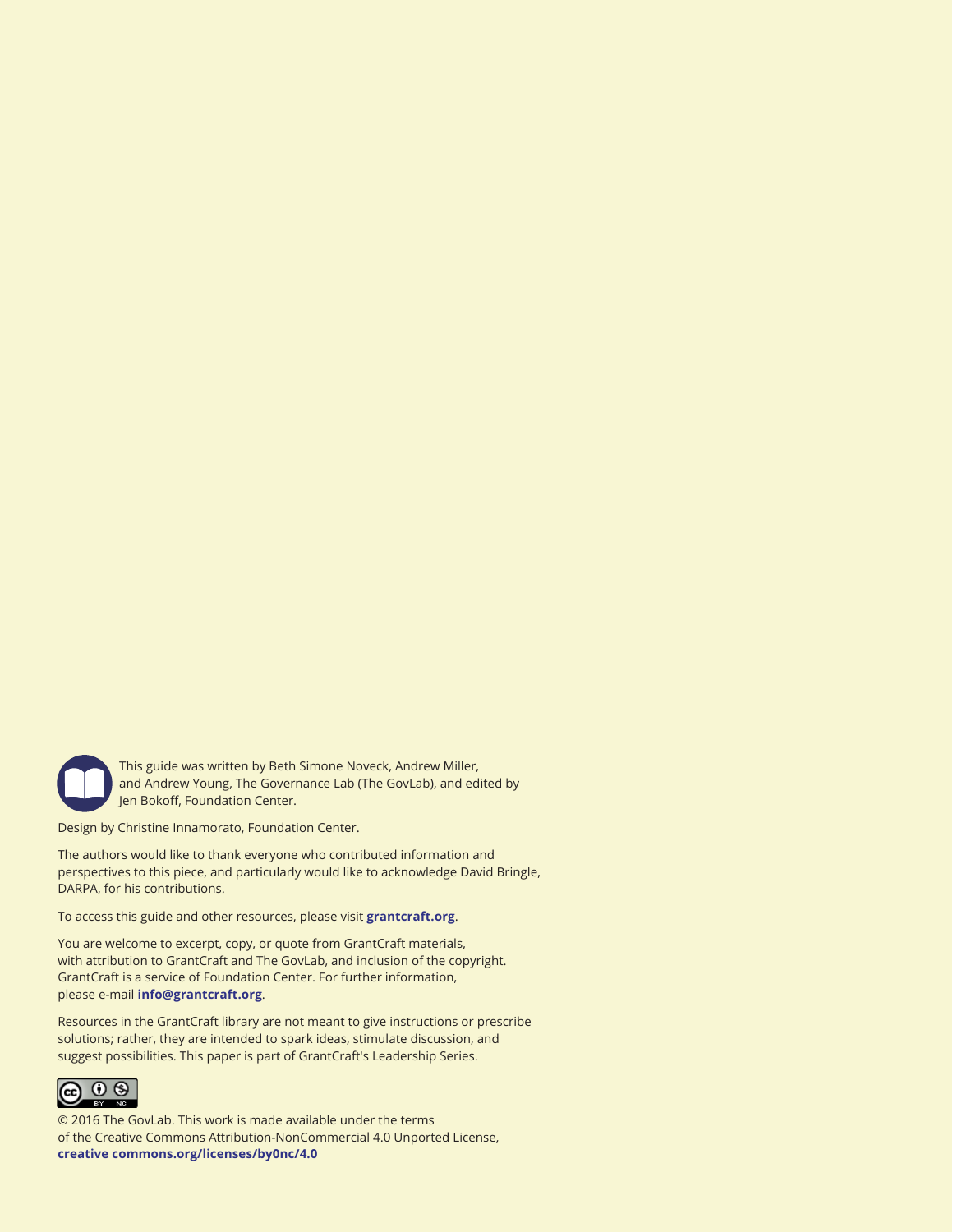This guide was written by Beth Simone Noveck, Andrew Miller, and Andrew Young, The Governance Lab (The GovLab), and edited by Jen Bokoff, Foundation Center.

Design by Christine Innamorato, Foundation Center.

The authors would like to thank everyone who contributed information and perspectives to this piece, and particularly would like to acknowledge David Bringle, DARPA, for his contributions.

To access this guide and other resources, please visit **grantcraft.org**.

You are welcome to excerpt, copy, or quote from GrantCraft materials, with attribution to GrantCraft and The GovLab, and inclusion of the copyright. GrantCraft is a service of Foundation Center. For further information, please e-mail **info@grantcraft.org**.

Resources in the GrantCraft library are not meant to give instructions or prescribe solutions; rather, they are intended to spark ideas, stimulate discussion, and suggest possibilities. This paper is part of GrantCraft's Leadership Series.

© 2016 The GovLab. This work is made available under the terms of the Creative Commons Attribution-NonCommercial 4.0 Unported License, **creative commons.org/licenses/by0nc/4.0**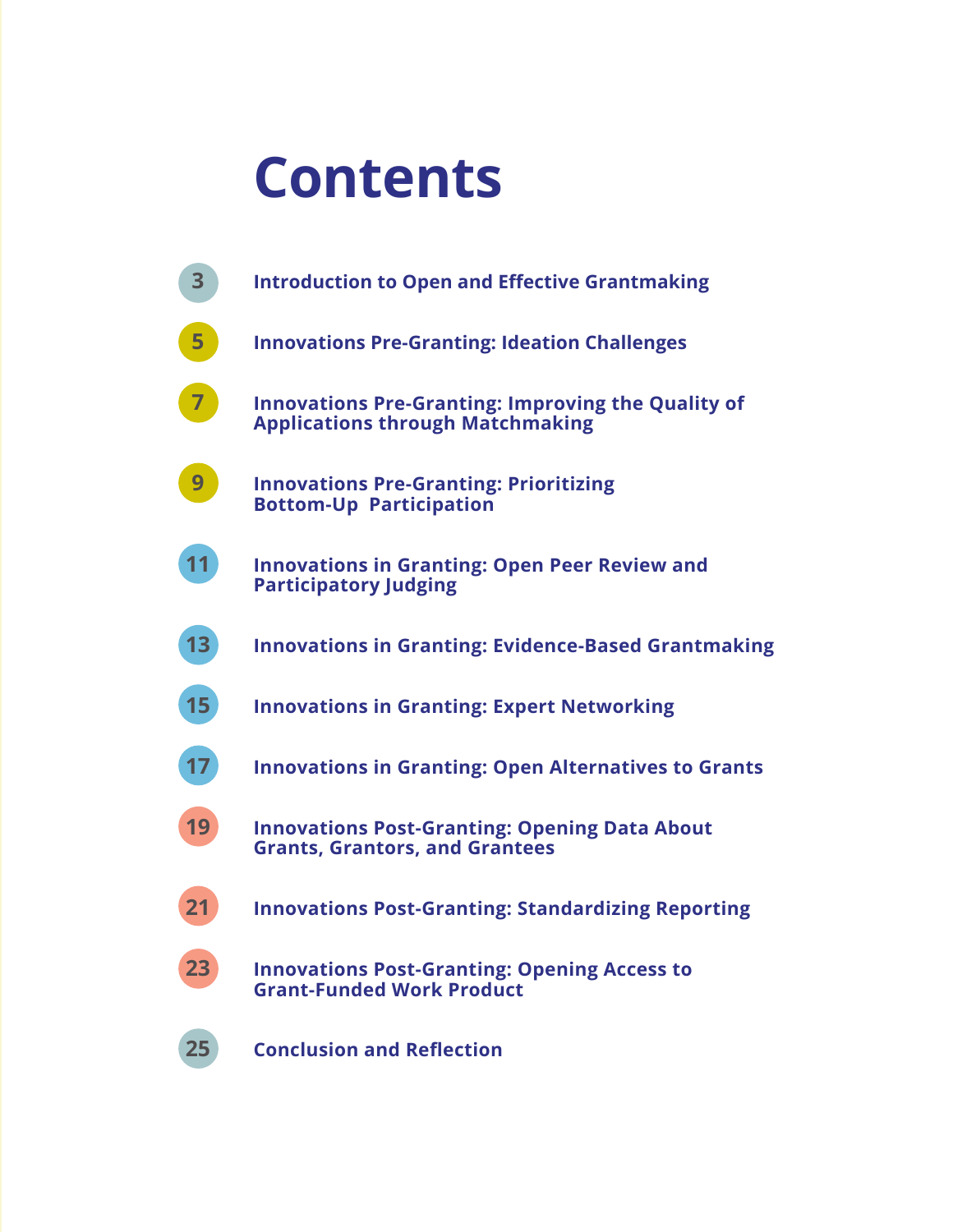# Contents

3 Introduction to Open and Effective Grantmaking

5 Innovations Pre-Granting: Ideation Challenges

7 Innovations Pre-Granting: Improving the Quality of Applications through Matchmaking

9 Innovations Pre-Granting: Prioritizing Bottom-Up Participation

11 Innovations in Granting: Open Peer Review and Participatory Judging

13 Innovations in Granting: Evidence-Based Grantmaking

15 Innovations in Granting: Expert Networking

17 Innovations in Granting: Open Alternatives to Grants

19 Innovations Post-Granting: Opening Data About Grants, Grantors, and Grantees

21 Innovations Post-Granting: Standardizing Reporting

23 Innovations Post-Granting: Opening Access to Grant-Funded Work Product

25 Conclusion and Reflection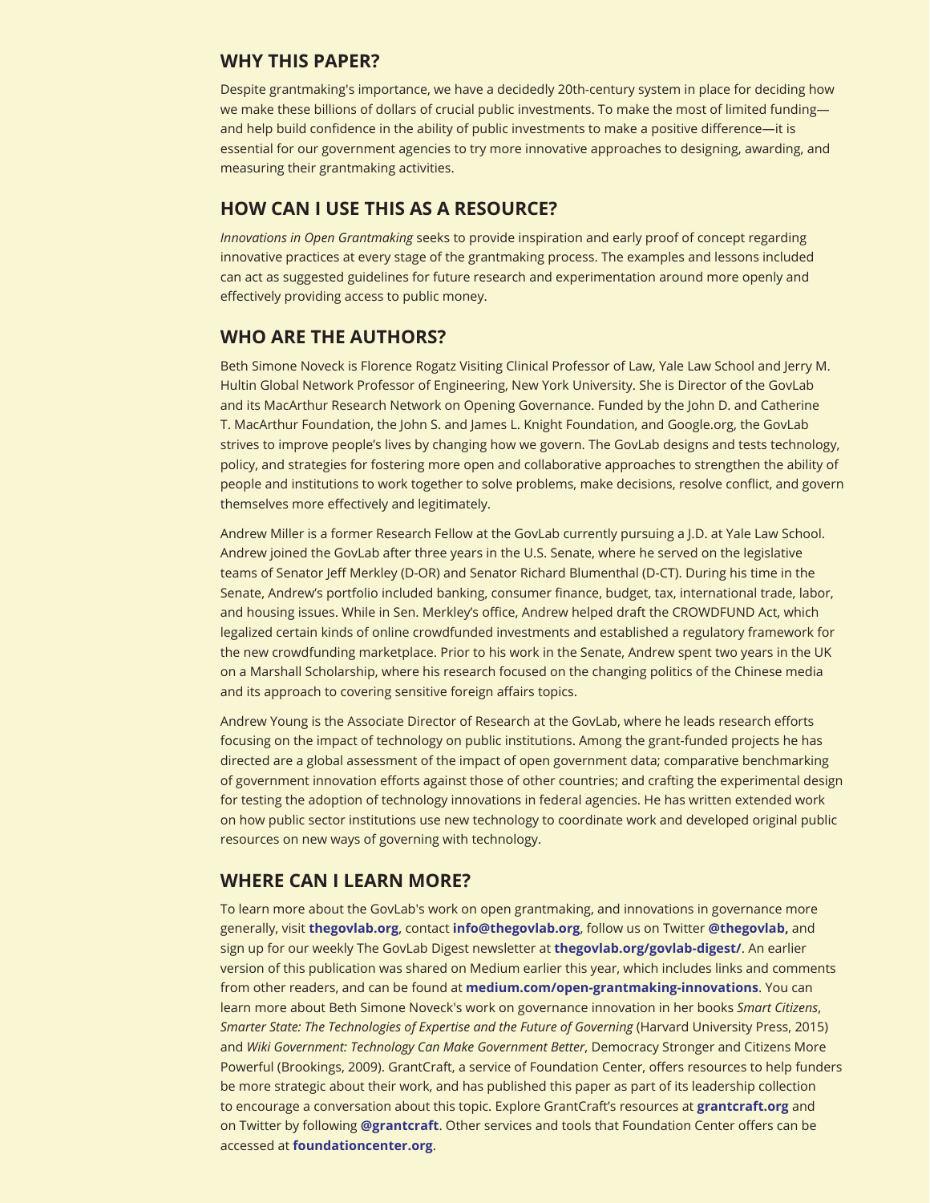## WHY THIS PAPER?

Despite grantmaking's importance, we have a decidedly 20th-century system in place for deciding how we make these billions of dollars of crucial public investments. To make the most of limited funding—and help build confidence in the ability of public investments to make a positive difference—it is essential for our government agencies to try more innovative approaches to designing, awarding, and measuring their grantmaking activities.

## HOW CAN I USE THIS AS A RESOURCE?

*Innovations in Open Grantmaking* seeks to provide inspiration and early proof of concept regarding innovative practices at every stage of the grantmaking process. The examples and lessons included can act as suggested guidelines for future research and experimentation around more openly and effectively providing access to public money.

## WHO ARE THE AUTHORS?

Beth Simone Noveck is Florence Rogatz Visiting Clinical Professor of Law, Yale Law School and Jerry M. Hultin Global Network Professor of Engineering, New York University. She is Director of the GovLab and its MacArthur Research Network on Opening Governance. Funded by the John D. and Catherine T. MacArthur Foundation, the John S. and James L. Knight Foundation, and Google.org, the GovLab strives to improve people's lives by changing how we govern. The GovLab designs and tests technology, policy, and strategies for fostering more open and collaborative approaches to strengthen the ability of people and institutions to work together to solve problems, make decisions, resolve conflict, and govern themselves more effectively and legitimately.

Andrew Miller is a former Research Fellow at the GovLab currently pursuing a J.D. at Yale Law School. Andrew joined the GovLab after three years in the U.S. Senate, where he served on the legislative teams of Senator Jeff Merkley (D-OR) and Senator Richard Blumenthal (D-CT). During his time in the Senate, Andrew's portfolio included banking, consumer finance, budget, tax, international trade, labor, and housing issues. While in Sen. Merkley's office, Andrew helped draft the CROWDFUND Act, which legalized certain kinds of online crowdfunded investments and established a regulatory framework for the new crowdfunding marketplace. Prior to his work in the Senate, Andrew spent two years in the UK on a Marshall Scholarship, where his research focused on the changing politics of the Chinese media and its approach to covering sensitive foreign affairs topics.

Andrew Young is the Associate Director of Research at the GovLab, where he leads research efforts focusing on the impact of technology on public institutions. Among the grant-funded projects he has directed are a global assessment of the impact of open government data; comparative benchmarking of government innovation efforts against those of other countries; and crafting the experimental design for testing the adoption of technology innovations in federal agencies. He has written extended work on how public sector institutions use new technology to coordinate work and developed original public resources on new ways of governing with technology.

## WHERE CAN I LEARN MORE?

To learn more about the GovLab's work on open grantmaking, and innovations in governance more generally, visit **thegovlab.org**, contact **info@thegovlab.org**, follow us on Twitter **@thegovlab,** and sign up for our weekly The GovLab Digest newsletter at **thegovlab.org/govlab-digest/**. An earlier version of this publication was shared on Medium earlier this year, which includes links and comments from other readers, and can be found at **medium.com/open-grantmaking-innovations**. You can learn more about Beth Simone Noveck's work on governance innovation in her books *Smart Citizens, Smarter State: The Technologies of Expertise and the Future of Governing* (Harvard University Press, 2015) and *Wiki Government: Technology Can Make Government Better*, Democracy Stronger and Citizens More Powerful (Brookings, 2009). GrantCraft, a service of Foundation Center, offers resources to help funders be more strategic about their work, and has published this paper as part of its leadership collection to encourage a conversation about this topic. Explore GrantCraft's resources at **grantcraft.org** and on Twitter by following **@grantcraft**. Other services and tools that Foundation Center offers can be accessed at **foundationcenter.org**.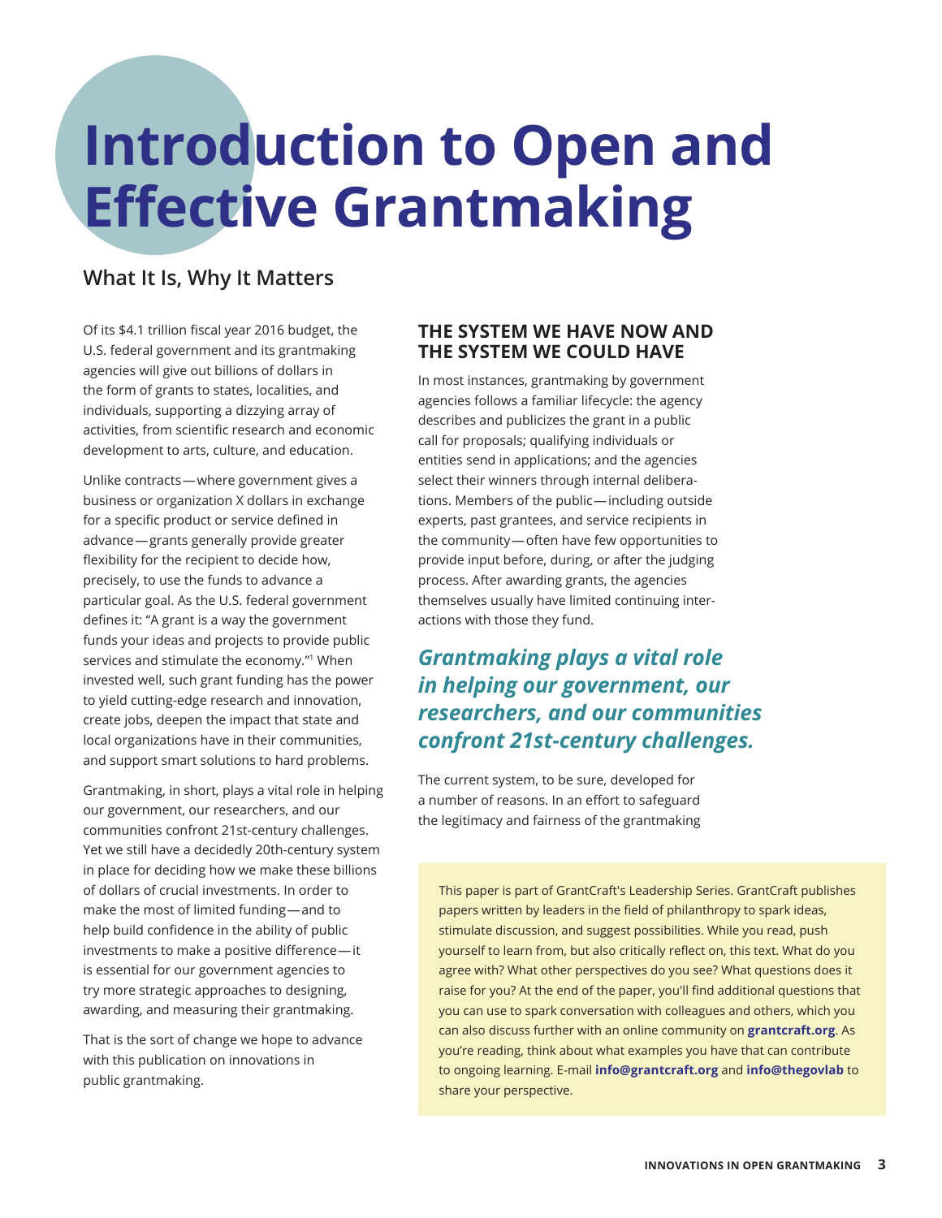# Introduction to Open and Effective Grantmaking

## What It Is, Why It Matters

Of its $4.1 trillion fiscal year 2016 budget, the U.S. federal government and its grantmaking agencies will give out billions of dollars in the form of grants to states, localities, and individuals, supporting a dizzying array of activities, from scientific research and economic development to arts, culture, and education.

Unlike contracts—where government gives a business or organization X dollars in exchange for a specific product or service defined in advance—grants generally provide greater flexibility for the recipient to decide how, precisely, to use the funds to advance a particular goal. As the U.S. federal government defines it: "A grant is a way the government funds your ideas and projects to provide public services and stimulate the economy."[1] When invested well, such grant funding has the power to yield cutting-edge research and innovation, create jobs, deepen the impact that state and local organizations have in their communities, and support smart solutions to hard problems.

Grantmaking, in short, plays a vital role in helping our government, our researchers, and our communities confront 21st-century challenges. Yet we still have a decidedly 20th-century system in place for deciding how we make these billions of dollars of crucial investments. In order to make the most of limited funding—and to help build confidence in the ability of public investments to make a positive difference—it is essential for our government agencies to try more strategic approaches to designing, awarding, and measuring their grantmaking.

That is the sort of change we hope to advance with this publication on innovations in public grantmaking.

### THE SYSTEM WE HAVE NOW AND THE SYSTEM WE COULD HAVE

In most instances, grantmaking by government agencies follows a familiar lifecycle: the agency describes and publicizes the grant in a public call for proposals; qualifying individuals or entities send in applications; and the agencies select their winners through internal deliberations. Members of the public—including outside experts, past grantees, and service recipients in the community—often have few opportunities to provide input before, during, or after the judging process. After awarding grants, the agencies themselves usually have limited continuing interactions with those they fund.

***Grantmaking plays a vital role in helping our government, our researchers, and our communities confront 21st-century challenges.***

The current system, to be sure, developed for a number of reasons. In an effort to safeguard the legitimacy and fairness of the grantmaking

> This paper is part of GrantCraft's Leadership Series. GrantCraft publishes papers written by leaders in the field of philanthropy to spark ideas, stimulate discussion, and suggest possibilities. While you read, push yourself to learn from, but also critically reflect on, this text. What do you agree with? What other perspectives do you see? What questions does it raise for you? At the end of the paper, you'll find additional questions that you can use to spark conversation with colleagues and others, which you can also discuss further with an online community on **grantcraft.org**. As you're reading, think about what examples you have that can contribute to ongoing learning. E-mail **info@grantcraft.org** and **info@thegovlab** to share your perspective.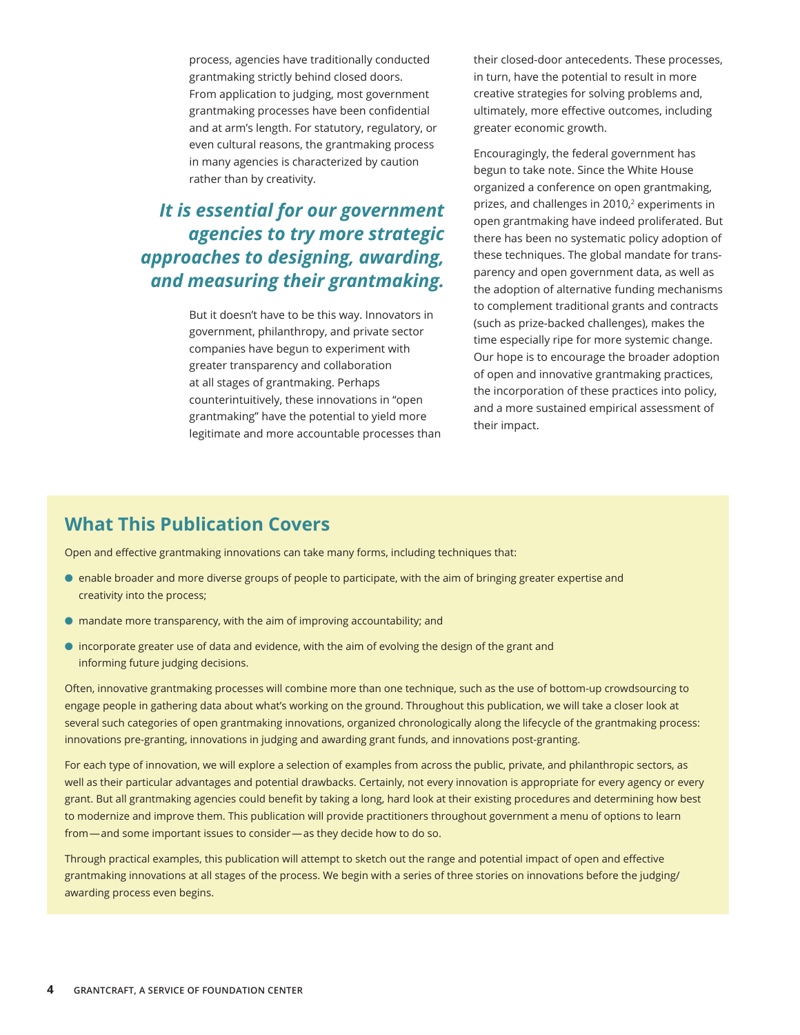process, agencies have traditionally conducted grantmaking strictly behind closed doors. From application to judging, most government grantmaking processes have been confidential and at arm's length. For statutory, regulatory, or even cultural reasons, the grantmaking process in many agencies is characterized by caution rather than by creativity.

***It is essential for our government agencies to try more strategic approaches to designing, awarding, and measuring their grantmaking.***

But it doesn't have to be this way. Innovators in government, philanthropy, and private sector companies have begun to experiment with greater transparency and collaboration at all stages of grantmaking. Perhaps counterintuitively, these innovations in "open grantmaking" have the potential to yield more legitimate and more accountable processes than their closed-door antecedents. These processes, in turn, have the potential to result in more creative strategies for solving problems and, ultimately, more effective outcomes, including greater economic growth.

Encouragingly, the federal government has begun to take note. Since the White House organized a conference on open grantmaking, prizes, and challenges in 2010,[2] experiments in open grantmaking have indeed proliferated. But there has been no systematic policy adoption of these techniques. The global mandate for transparency and open government data, as well as the adoption of alternative funding mechanisms to complement traditional grants and contracts (such as prize-backed challenges), makes the time especially ripe for more systemic change. Our hope is to encourage the broader adoption of open and innovative grantmaking practices, the incorporation of these practices into policy, and a more sustained empirical assessment of their impact.

## What This Publication Covers

Open and effective grantmaking innovations can take many forms, including techniques that:

- enable broader and more diverse groups of people to participate, with the aim of bringing greater expertise and creativity into the process;
- mandate more transparency, with the aim of improving accountability; and
- incorporate greater use of data and evidence, with the aim of evolving the design of the grant and informing future judging decisions.

Often, innovative grantmaking processes will combine more than one technique, such as the use of bottom-up crowdsourcing to engage people in gathering data about what's working on the ground. Throughout this publication, we will take a closer look at several such categories of open grantmaking innovations, organized chronologically along the lifecycle of the grantmaking process: innovations pre-granting, innovations in judging and awarding grant funds, and innovations post-granting.

For each type of innovation, we will explore a selection of examples from across the public, private, and philanthropic sectors, as well as their particular advantages and potential drawbacks. Certainly, not every innovation is appropriate for every agency or every grant. But all grantmaking agencies could benefit by taking a long, hard look at their existing procedures and determining how best to modernize and improve them. This publication will provide practitioners throughout government a menu of options to learn from—and some important issues to consider—as they decide how to do so.

Through practical examples, this publication will attempt to sketch out the range and potential impact of open and effective grantmaking innovations at all stages of the process. We begin with a series of three stories on innovations before the judging/awarding process even begins.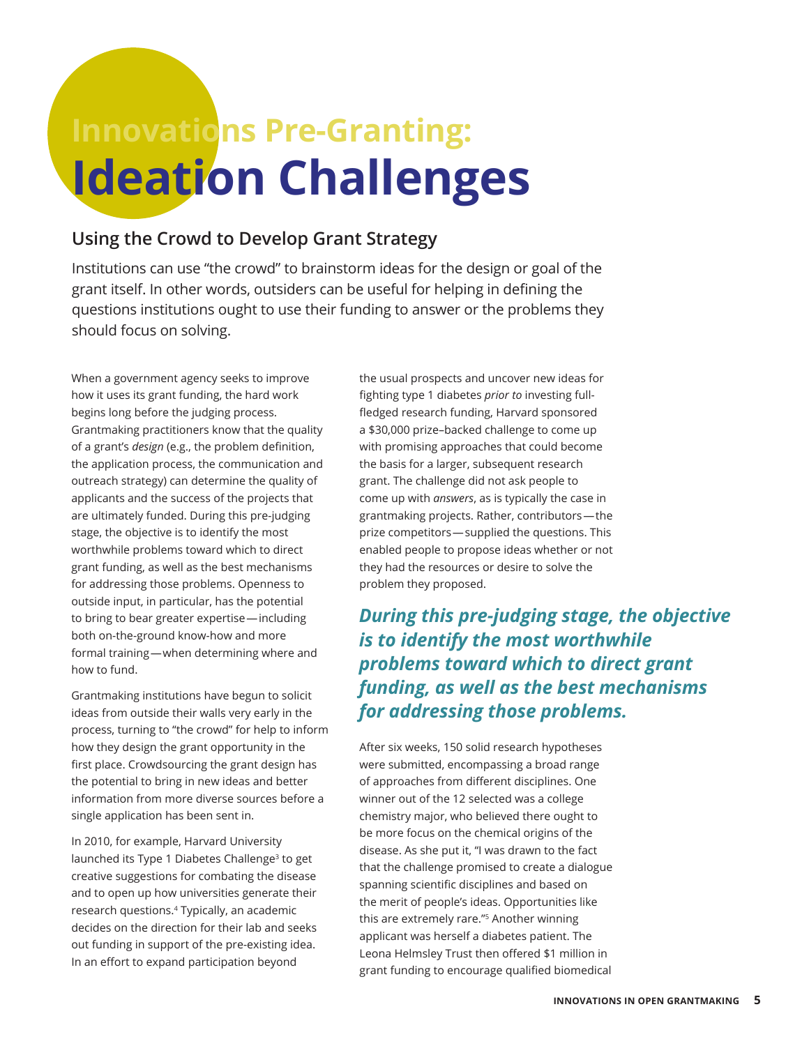# Innovations Pre-Granting: Ideation Challenges

## Using the Crowd to Develop Grant Strategy

Institutions can use "the crowd" to brainstorm ideas for the design or goal of the grant itself. In other words, outsiders can be useful for helping in defining the questions institutions ought to use their funding to answer or the problems they should focus on solving.

When a government agency seeks to improve how it uses its grant funding, the hard work begins long before the judging process. Grantmaking practitioners know that the quality of a grant's *design* (e.g., the problem definition, the application process, the communication and outreach strategy) can determine the quality of applicants and the success of the projects that are ultimately funded. During this pre-judging stage, the objective is to identify the most worthwhile problems toward which to direct grant funding, as well as the best mechanisms for addressing those problems. Openness to outside input, in particular, has the potential to bring to bear greater expertise—including both on-the-ground know-how and more formal training—when determining where and how to fund.

Grantmaking institutions have begun to solicit ideas from outside their walls very early in the process, turning to "the crowd" for help to inform how they design the grant opportunity in the first place. Crowdsourcing the grant design has the potential to bring in new ideas and better information from more diverse sources before a single application has been sent in.

In 2010, for example, Harvard University launched its Type 1 Diabetes Challenge[3] to get creative suggestions for combating the disease and to open up how universities generate their research questions.[4] Typically, an academic decides on the direction for their lab and seeks out funding in support of the pre-existing idea. In an effort to expand participation beyond the usual prospects and uncover new ideas for fighting type 1 diabetes *prior to* investing full-fledged research funding, Harvard sponsored a $30,000 prize–backed challenge to come up with promising approaches that could become the basis for a larger, subsequent research grant. The challenge did not ask people to come up with *answers*, as is typically the case in grantmaking projects. Rather, contributors—the prize competitors—supplied the questions. This enabled people to propose ideas whether or not they had the resources or desire to solve the problem they proposed.

***During this pre-judging stage, the objective is to identify the most worthwhile problems toward which to direct grant funding, as well as the best mechanisms for addressing those problems.***

After six weeks, 150 solid research hypotheses were submitted, encompassing a broad range of approaches from different disciplines. One winner out of the 12 selected was a college chemistry major, who believed there ought to be more focus on the chemical origins of the disease. As she put it, "I was drawn to the fact that the challenge promised to create a dialogue spanning scientific disciplines and based on the merit of people's ideas. Opportunities like this are extremely rare."[5] Another winning applicant was herself a diabetes patient. The Leona Helmsley Trust then offered $1 million in grant funding to encourage qualified biomedical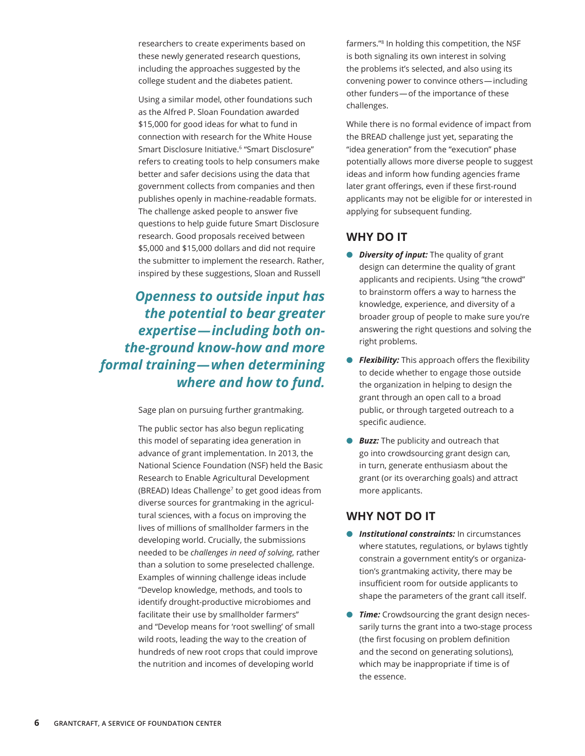researchers to create experiments based on these newly generated research questions, including the approaches suggested by the college student and the diabetes patient.

Using a similar model, other foundations such as the Alfred P. Sloan Foundation awarded $15,000 for good ideas for what to fund in connection with research for the White House Smart Disclosure Initiative.[6] "Smart Disclosure" refers to creating tools to help consumers make better and safer decisions using the data that government collects from companies and then publishes openly in machine-readable formats. The challenge asked people to answer five questions to help guide future Smart Disclosure research. Good proposals received between $5,000 and $15,000 dollars and did not require the submitter to implement the research. Rather, inspired by these suggestions, Sloan and Russell Sage plan on pursuing further grantmaking.

***Openness to outside input has the potential to bear greater expertise—including both on-the-ground know-how and more formal training—when determining where and how to fund.***

The public sector has also begun replicating this model of separating idea generation in advance of grant implementation. In 2013, the National Science Foundation (NSF) held the Basic Research to Enable Agricultural Development (BREAD) Ideas Challenge[7] to get good ideas from diverse sources for grantmaking in the agricultural sciences, with a focus on improving the lives of millions of smallholder farmers in the developing world. Crucially, the submissions needed to be *challenges in need of solving*, rather than a solution to some preselected challenge. Examples of winning challenge ideas include "Develop knowledge, methods, and tools to identify drought-productive microbiomes and facilitate their use by smallholder farmers" and "Develop means for 'root swelling' of small wild roots, leading the way to the creation of hundreds of new root crops that could improve the nutrition and incomes of developing world farmers."[8] In holding this competition, the NSF is both signaling its own interest in solving the problems it's selected, and also using its convening power to convince others—including other funders—of the importance of these challenges.

While there is no formal evidence of impact from the BREAD challenge just yet, separating the "idea generation" from the "execution" phase potentially allows more diverse people to suggest ideas and inform how funding agencies frame later grant offerings, even if these first-round applicants may not be eligible for or interested in applying for subsequent funding.

## WHY DO IT

- ***Diversity of input:*** The quality of grant design can determine the quality of grant applicants and recipients. Using "the crowd" to brainstorm offers a way to harness the knowledge, experience, and diversity of a broader group of people to make sure you're answering the right questions and solving the right problems.
- ***Flexibility:*** This approach offers the flexibility to decide whether to engage those outside the organization in helping to design the grant through an open call to a broad public, or through targeted outreach to a specific audience.
- ***Buzz:*** The publicity and outreach that go into crowdsourcing grant design can, in turn, generate enthusiasm about the grant (or its overarching goals) and attract more applicants.

## WHY NOT DO IT

- ***Institutional constraints:*** In circumstances where statutes, regulations, or bylaws tightly constrain a government entity's or organization's grantmaking activity, there may be insufficient room for outside applicants to shape the parameters of the grant call itself.
- ***Time:*** Crowdsourcing the grant design necessarily turns the grant into a two-stage process (the first focusing on problem definition and the second on generating solutions), which may be inappropriate if time is of the essence.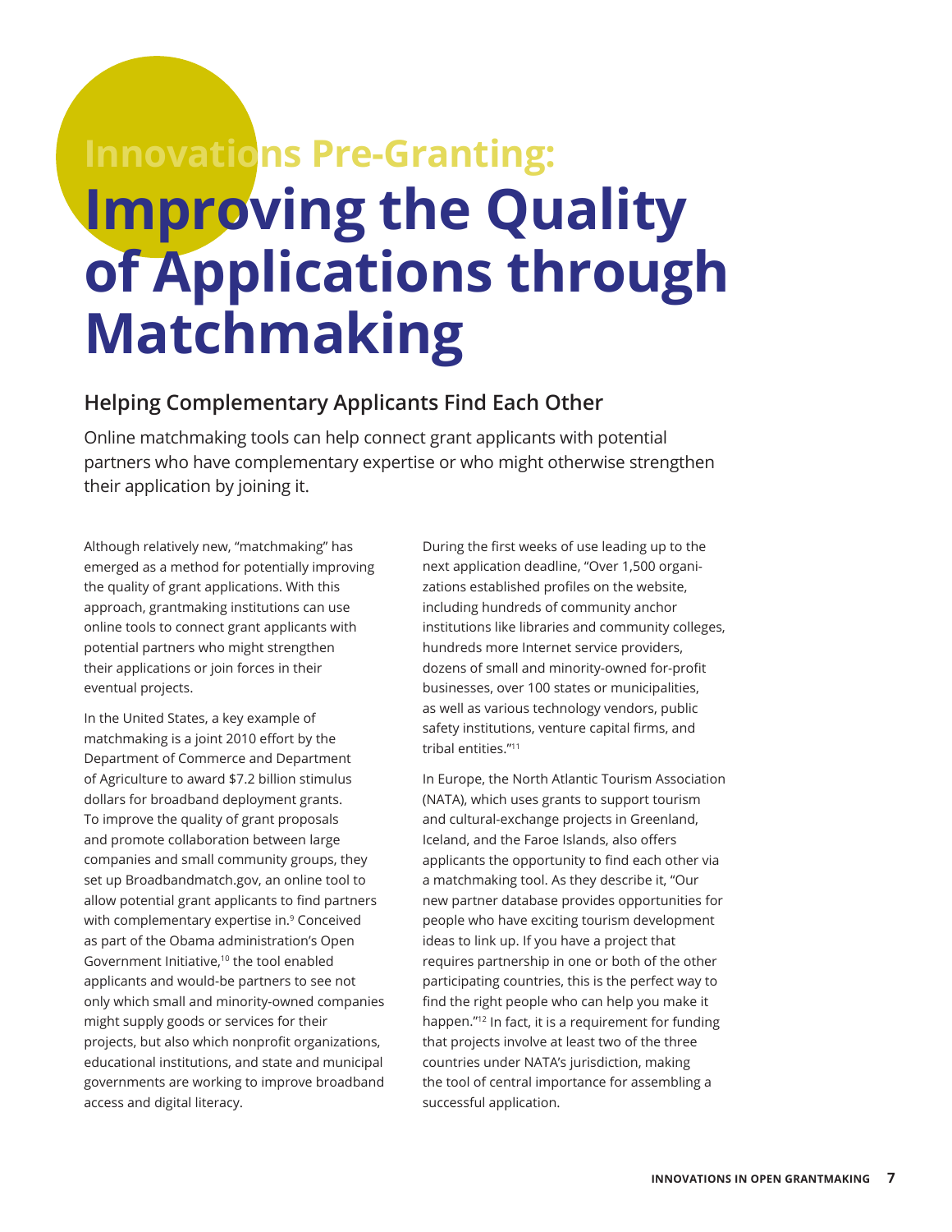## Innovations Pre-Granting:

# Improving the Quality of Applications through Matchmaking

### Helping Complementary Applicants Find Each Other

Online matchmaking tools can help connect grant applicants with potential partners who have complementary expertise or who might otherwise strengthen their application by joining it.

Although relatively new, "matchmaking" has emerged as a method for potentially improving the quality of grant applications. With this approach, grantmaking institutions can use online tools to connect grant applicants with potential partners who might strengthen their applications or join forces in their eventual projects.

In the United States, a key example of matchmaking is a joint 2010 effort by the Department of Commerce and Department of Agriculture to award $7.2 billion stimulus dollars for broadband deployment grants. To improve the quality of grant proposals and promote collaboration between large companies and small community groups, they set up Broadbandmatch.gov, an online tool to allow potential grant applicants to find partners with complementary expertise in.[9] Conceived as part of the Obama administration's Open Government Initiative,[10] the tool enabled applicants and would-be partners to see not only which small and minority-owned companies might supply goods or services for their projects, but also which nonprofit organizations, educational institutions, and state and municipal governments are working to improve broadband access and digital literacy.

During the first weeks of use leading up to the next application deadline, "Over 1,500 organizations established profiles on the website, including hundreds of community anchor institutions like libraries and community colleges, hundreds more Internet service providers, dozens of small and minority-owned for-profit businesses, over 100 states or municipalities, as well as various technology vendors, public safety institutions, venture capital firms, and tribal entities."[11]

In Europe, the North Atlantic Tourism Association (NATA), which uses grants to support tourism and cultural-exchange projects in Greenland, Iceland, and the Faroe Islands, also offers applicants the opportunity to find each other via a matchmaking tool. As they describe it, "Our new partner database provides opportunities for people who have exciting tourism development ideas to link up. If you have a project that requires partnership in one or both of the other participating countries, this is the perfect way to find the right people who can help you make it happen."[12] In fact, it is a requirement for funding that projects involve at least two of the three countries under NATA's jurisdiction, making the tool of central importance for assembling a successful application.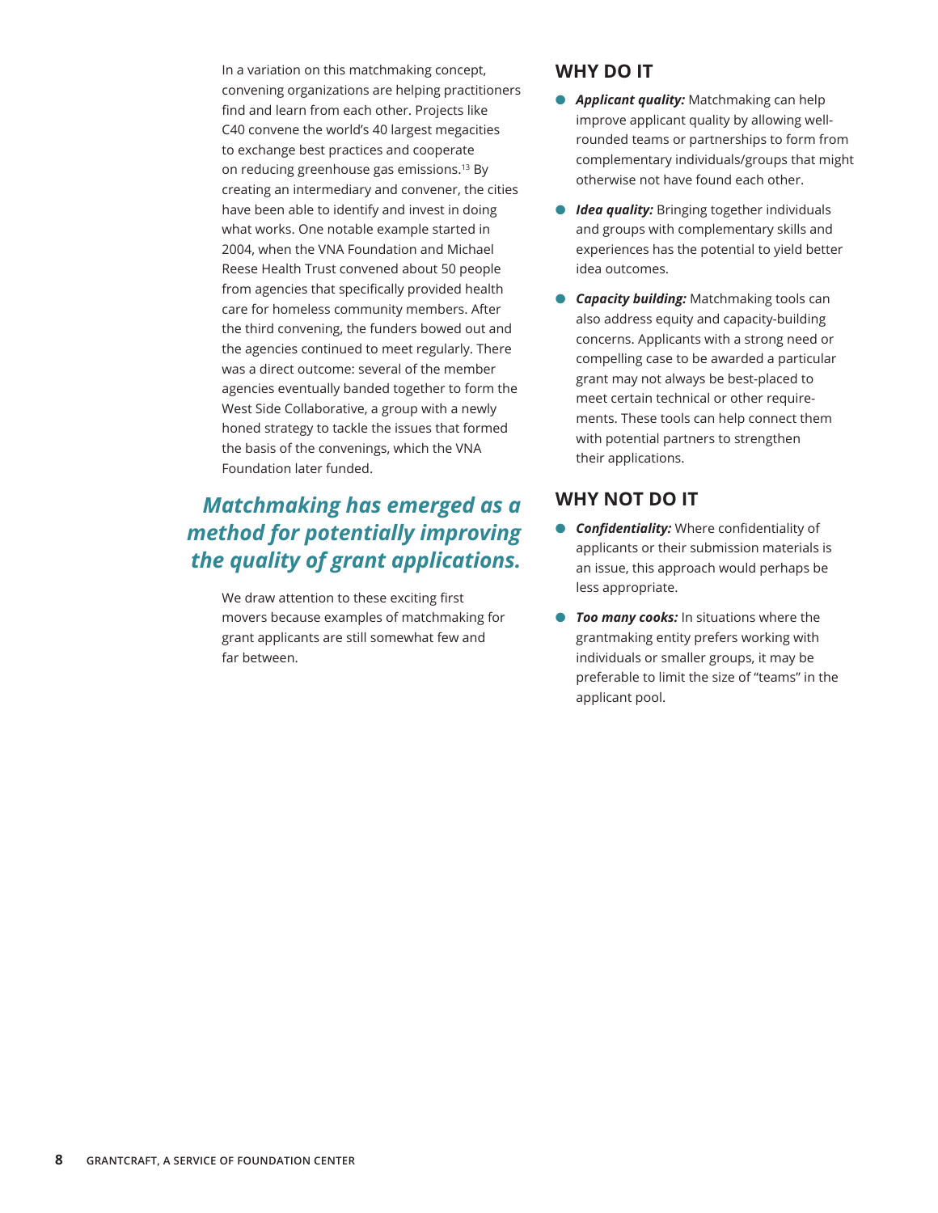In a variation on this matchmaking concept, convening organizations are helping practitioners find and learn from each other. Projects like C40 convene the world's 40 largest megacities to exchange best practices and cooperate on reducing greenhouse gas emissions.[13] By creating an intermediary and convener, the cities have been able to identify and invest in doing what works. One notable example started in 2004, when the VNA Foundation and Michael Reese Health Trust convened about 50 people from agencies that specifically provided health care for homeless community members. After the third convening, the funders bowed out and the agencies continued to meet regularly. There was a direct outcome: several of the member agencies eventually banded together to form the West Side Collaborative, a group with a newly honed strategy to tackle the issues that formed the basis of the convenings, which the VNA Foundation later funded.

***Matchmaking has emerged as a method for potentially improving the quality of grant applications.***

We draw attention to these exciting first movers because examples of matchmaking for grant applicants are still somewhat few and far between.

## WHY DO IT

- ***Applicant quality:*** Matchmaking can help improve applicant quality by allowing well-rounded teams or partnerships to form from complementary individuals/groups that might otherwise not have found each other.
- ***Idea quality:*** Bringing together individuals and groups with complementary skills and experiences has the potential to yield better idea outcomes.
- ***Capacity building:*** Matchmaking tools can also address equity and capacity-building concerns. Applicants with a strong need or compelling case to be awarded a particular grant may not always be best-placed to meet certain technical or other requirements. These tools can help connect them with potential partners to strengthen their applications.

## WHY NOT DO IT

- ***Confidentiality:*** Where confidentiality of applicants or their submission materials is an issue, this approach would perhaps be less appropriate.
- ***Too many cooks:*** In situations where the grantmaking entity prefers working with individuals or smaller groups, it may be preferable to limit the size of "teams" in the applicant pool.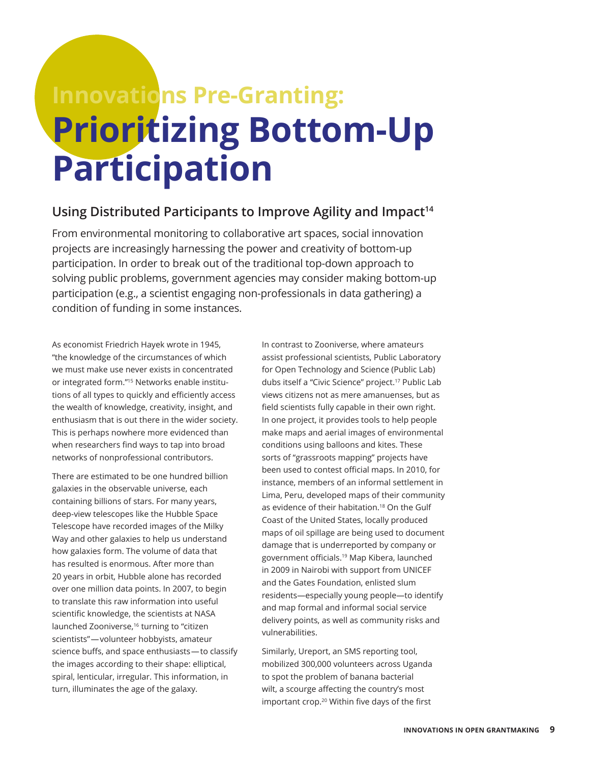# Innovations Pre-Granting: Prioritizing Bottom-Up Participation

## Using Distributed Participants to Improve Agility and Impact[14]

From environmental monitoring to collaborative art spaces, social innovation projects are increasingly harnessing the power and creativity of bottom-up participation. In order to break out of the traditional top-down approach to solving public problems, government agencies may consider making bottom-up participation (e.g., a scientist engaging non-professionals in data gathering) a condition of funding in some instances.

As economist Friedrich Hayek wrote in 1945, "the knowledge of the circumstances of which we must make use never exists in concentrated or integrated form."[15] Networks enable institutions of all types to quickly and efficiently access the wealth of knowledge, creativity, insight, and enthusiasm that is out there in the wider society. This is perhaps nowhere more evidenced than when researchers find ways to tap into broad networks of nonprofessional contributors.

There are estimated to be one hundred billion galaxies in the observable universe, each containing billions of stars. For many years, deep-view telescopes like the Hubble Space Telescope have recorded images of the Milky Way and other galaxies to help us understand how galaxies form. The volume of data that has resulted is enormous. After more than 20 years in orbit, Hubble alone has recorded over one million data points. In 2007, to begin to translate this raw information into useful scientific knowledge, the scientists at NASA launched Zooniverse,[16] turning to "citizen scientists"—volunteer hobbyists, amateur science buffs, and space enthusiasts—to classify the images according to their shape: elliptical, spiral, lenticular, irregular. This information, in turn, illuminates the age of the galaxy.

In contrast to Zooniverse, where amateurs assist professional scientists, Public Laboratory for Open Technology and Science (Public Lab) dubs itself a "Civic Science" project.[17] Public Lab views citizens not as mere amanuenses, but as field scientists fully capable in their own right. In one project, it provides tools to help people make maps and aerial images of environmental conditions using balloons and kites. These sorts of "grassroots mapping" projects have been used to contest official maps. In 2010, for instance, members of an informal settlement in Lima, Peru, developed maps of their community as evidence of their habitation.[18] On the Gulf Coast of the United States, locally produced maps of oil spillage are being used to document damage that is underreported by company or government officials.[19] Map Kibera, launched in 2009 in Nairobi with support from UNICEF and the Gates Foundation, enlisted slum residents—especially young people—to identify and map formal and informal social service delivery points, as well as community risks and vulnerabilities.

Similarly, Ureport, an SMS reporting tool, mobilized 300,000 volunteers across Uganda to spot the problem of banana bacterial wilt, a scourge affecting the country's most important crop.[20] Within five days of the first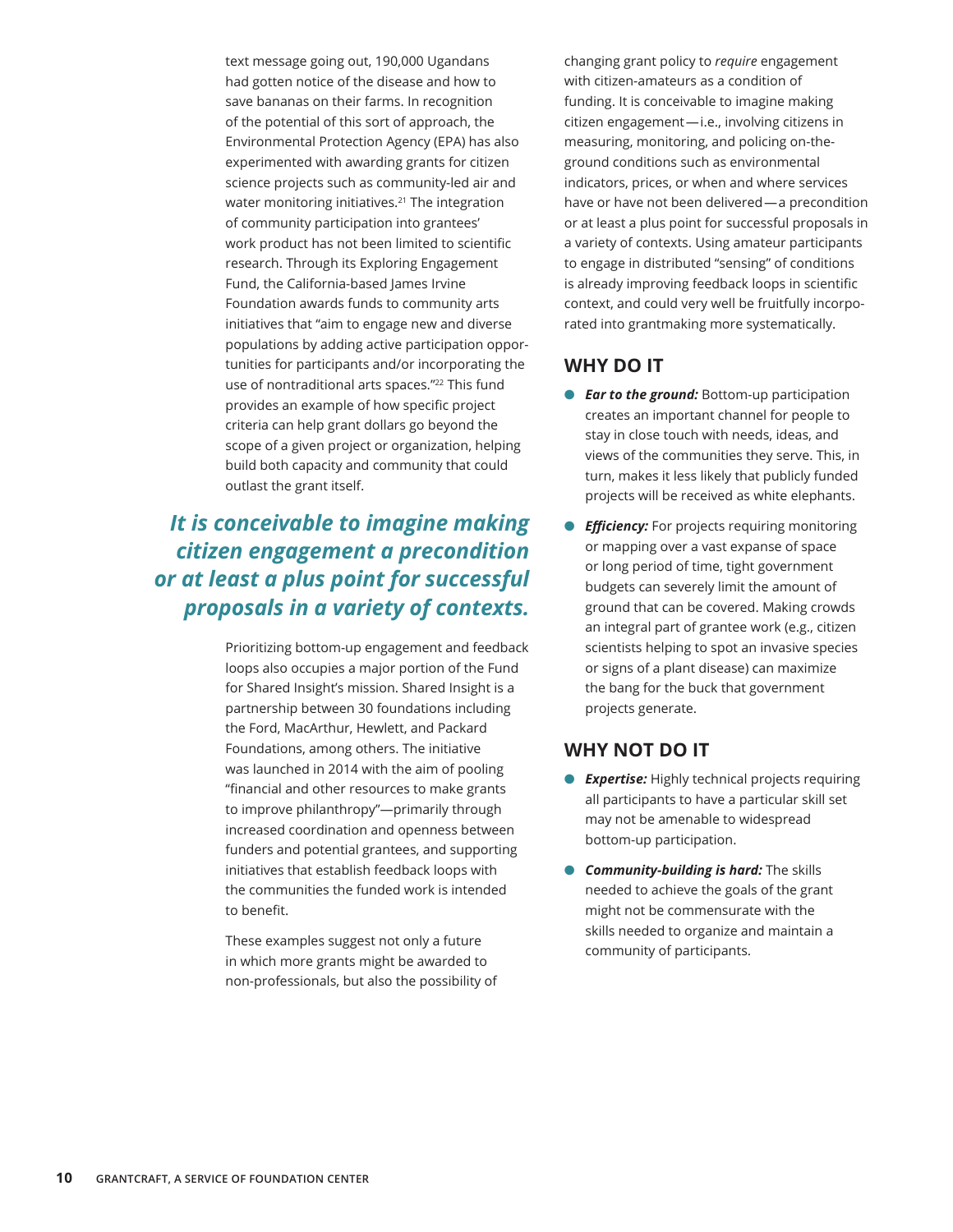text message going out, 190,000 Ugandans had gotten notice of the disease and how to save bananas on their farms. In recognition of the potential of this sort of approach, the Environmental Protection Agency (EPA) has also experimented with awarding grants for citizen science projects such as community-led air and water monitoring initiatives.[21] The integration of community participation into grantees' work product has not been limited to scientific research. Through its Exploring Engagement Fund, the California-based James Irvine Foundation awards funds to community arts initiatives that "aim to engage new and diverse populations by adding active participation opportunities for participants and/or incorporating the use of nontraditional arts spaces."[22] This fund provides an example of how specific project criteria can help grant dollars go beyond the scope of a given project or organization, helping build both capacity and community that could outlast the grant itself.

***It is conceivable to imagine making citizen engagement a precondition or at least a plus point for successful proposals in a variety of contexts.***

Prioritizing bottom-up engagement and feedback loops also occupies a major portion of the Fund for Shared Insight's mission. Shared Insight is a partnership between 30 foundations including the Ford, MacArthur, Hewlett, and Packard Foundations, among others. The initiative was launched in 2014 with the aim of pooling "financial and other resources to make grants to improve philanthropy"—primarily through increased coordination and openness between funders and potential grantees, and supporting initiatives that establish feedback loops with the communities the funded work is intended to benefit.

These examples suggest not only a future in which more grants might be awarded to non-professionals, but also the possibility of changing grant policy to *require* engagement with citizen-amateurs as a condition of funding. It is conceivable to imagine making citizen engagement—i.e., involving citizens in measuring, monitoring, and policing on-the-ground conditions such as environmental indicators, prices, or when and where services have or have not been delivered—a precondition or at least a plus point for successful proposals in a variety of contexts. Using amateur participants to engage in distributed "sensing" of conditions is already improving feedback loops in scientific context, and could very well be fruitfully incorporated into grantmaking more systematically.

## WHY DO IT

- ***Ear to the ground:*** Bottom-up participation creates an important channel for people to stay in close touch with needs, ideas, and views of the communities they serve. This, in turn, makes it less likely that publicly funded projects will be received as white elephants.
- ***Efficiency:*** For projects requiring monitoring or mapping over a vast expanse of space or long period of time, tight government budgets can severely limit the amount of ground that can be covered. Making crowds an integral part of grantee work (e.g., citizen scientists helping to spot an invasive species or signs of a plant disease) can maximize the bang for the buck that government projects generate.

## WHY NOT DO IT

- ***Expertise:*** Highly technical projects requiring all participants to have a particular skill set may not be amenable to widespread bottom-up participation.
- ***Community-building is hard:*** The skills needed to achieve the goals of the grant might not be commensurate with the skills needed to organize and maintain a community of participants.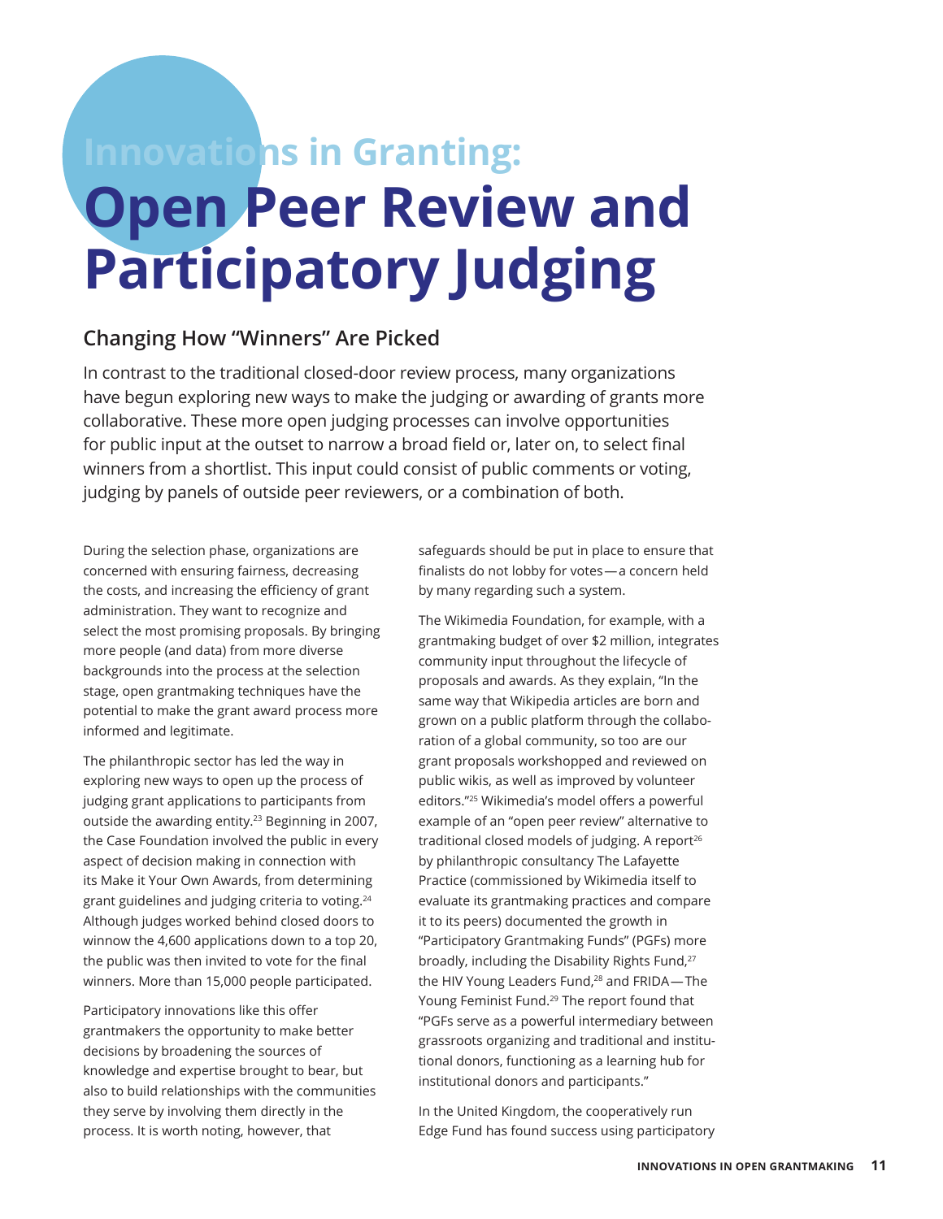## Innovations in Granting:

# Open Peer Review and Participatory Judging

### Changing How "Winners" Are Picked

In contrast to the traditional closed-door review process, many organizations have begun exploring new ways to make the judging or awarding of grants more collaborative. These more open judging processes can involve opportunities for public input at the outset to narrow a broad field or, later on, to select final winners from a shortlist. This input could consist of public comments or voting, judging by panels of outside peer reviewers, or a combination of both.

During the selection phase, organizations are concerned with ensuring fairness, decreasing the costs, and increasing the efficiency of grant administration. They want to recognize and select the most promising proposals. By bringing more people (and data) from more diverse backgrounds into the process at the selection stage, open grantmaking techniques have the potential to make the grant award process more informed and legitimate.

The philanthropic sector has led the way in exploring new ways to open up the process of judging grant applications to participants from outside the awarding entity.[23] Beginning in 2007, the Case Foundation involved the public in every aspect of decision making in connection with its Make it Your Own Awards, from determining grant guidelines and judging criteria to voting.[24] Although judges worked behind closed doors to winnow the 4,600 applications down to a top 20, the public was then invited to vote for the final winners. More than 15,000 people participated.

Participatory innovations like this offer grantmakers the opportunity to make better decisions by broadening the sources of knowledge and expertise brought to bear, but also to build relationships with the communities they serve by involving them directly in the process. It is worth noting, however, that safeguards should be put in place to ensure that finalists do not lobby for votes—a concern held by many regarding such a system.

The Wikimedia Foundation, for example, with a grantmaking budget of over $2 million, integrates community input throughout the lifecycle of proposals and awards. As they explain, "In the same way that Wikipedia articles are born and grown on a public platform through the collaboration of a global community, so too are our grant proposals workshopped and reviewed on public wikis, as well as improved by volunteer editors."[25] Wikimedia's model offers a powerful example of an "open peer review" alternative to traditional closed models of judging. A report[26] by philanthropic consultancy The Lafayette Practice (commissioned by Wikimedia itself to evaluate its grantmaking practices and compare it to its peers) documented the growth in "Participatory Grantmaking Funds" (PGFs) more broadly, including the Disability Rights Fund,[27] the HIV Young Leaders Fund,[28] and FRIDA—The Young Feminist Fund.[29] The report found that "PGFs serve as a powerful intermediary between grassroots organizing and traditional and institutional donors, functioning as a learning hub for institutional donors and participants."

In the United Kingdom, the cooperatively run Edge Fund has found success using participatory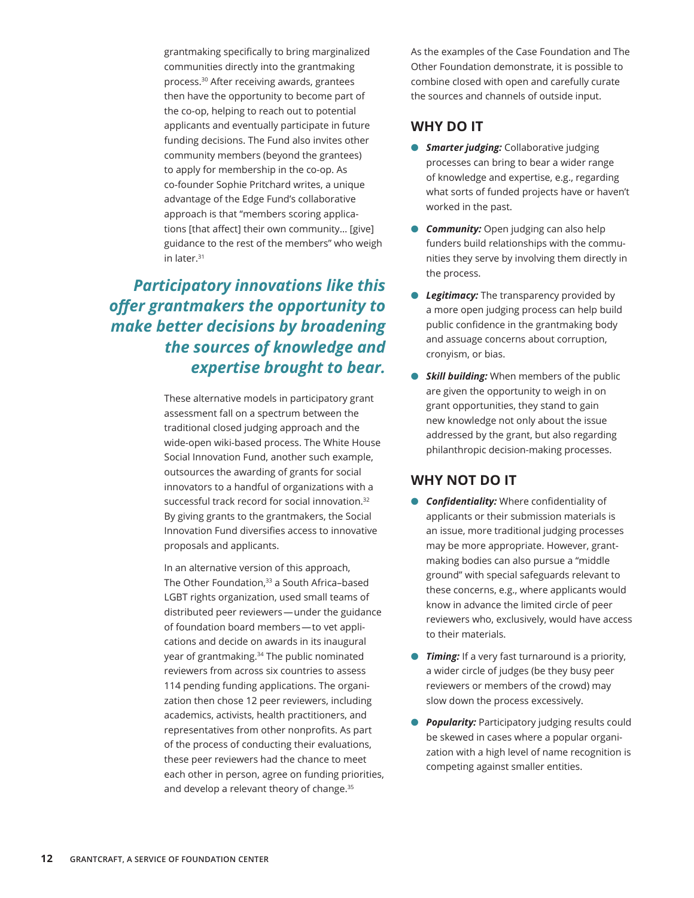grantmaking specifically to bring marginalized communities directly into the grantmaking process.[30] After receiving awards, grantees then have the opportunity to become part of the co-op, helping to reach out to potential applicants and eventually participate in future funding decisions. The Fund also invites other community members (beyond the grantees) to apply for membership in the co-op. As co-founder Sophie Pritchard writes, a unique advantage of the Edge Fund's collaborative approach is that "members scoring applications [that affect] their own community… [give] guidance to the rest of the members" who weigh in later.[31]

> ***Participatory innovations like this offer grantmakers the opportunity to make better decisions by broadening the sources of knowledge and expertise brought to bear.***

These alternative models in participatory grant assessment fall on a spectrum between the traditional closed judging approach and the wide-open wiki-based process. The White House Social Innovation Fund, another such example, outsources the awarding of grants for social innovators to a handful of organizations with a successful track record for social innovation.[32] By giving grants to the grantmakers, the Social Innovation Fund diversifies access to innovative proposals and applicants.

In an alternative version of this approach, The Other Foundation,[33] a South Africa–based LGBT rights organization, used small teams of distributed peer reviewers—under the guidance of foundation board members—to vet applications and decide on awards in its inaugural year of grantmaking.[34] The public nominated reviewers from across six countries to assess 114 pending funding applications. The organization then chose 12 peer reviewers, including academics, activists, health practitioners, and representatives from other nonprofits. As part of the process of conducting their evaluations, these peer reviewers had the chance to meet each other in person, agree on funding priorities, and develop a relevant theory of change.[35]

As the examples of the Case Foundation and The Other Foundation demonstrate, it is possible to combine closed with open and carefully curate the sources and channels of outside input.

## WHY DO IT

- ***Smarter judging:*** Collaborative judging processes can bring to bear a wider range of knowledge and expertise, e.g., regarding what sorts of funded projects have or haven't worked in the past.
- ***Community:*** Open judging can also help funders build relationships with the communities they serve by involving them directly in the process.
- ***Legitimacy:*** The transparency provided by a more open judging process can help build public confidence in the grantmaking body and assuage concerns about corruption, cronyism, or bias.
- ***Skill building:*** When members of the public are given the opportunity to weigh in on grant opportunities, they stand to gain new knowledge not only about the issue addressed by the grant, but also regarding philanthropic decision-making processes.

## WHY NOT DO IT

- ***Confidentiality:*** Where confidentiality of applicants or their submission materials is an issue, more traditional judging processes may be more appropriate. However, grantmaking bodies can also pursue a "middle ground" with special safeguards relevant to these concerns, e.g., where applicants would know in advance the limited circle of peer reviewers who, exclusively, would have access to their materials.
- ***Timing:*** If a very fast turnaround is a priority, a wider circle of judges (be they busy peer reviewers or members of the crowd) may slow down the process excessively.
- ***Popularity:*** Participatory judging results could be skewed in cases where a popular organization with a high level of name recognition is competing against smaller entities.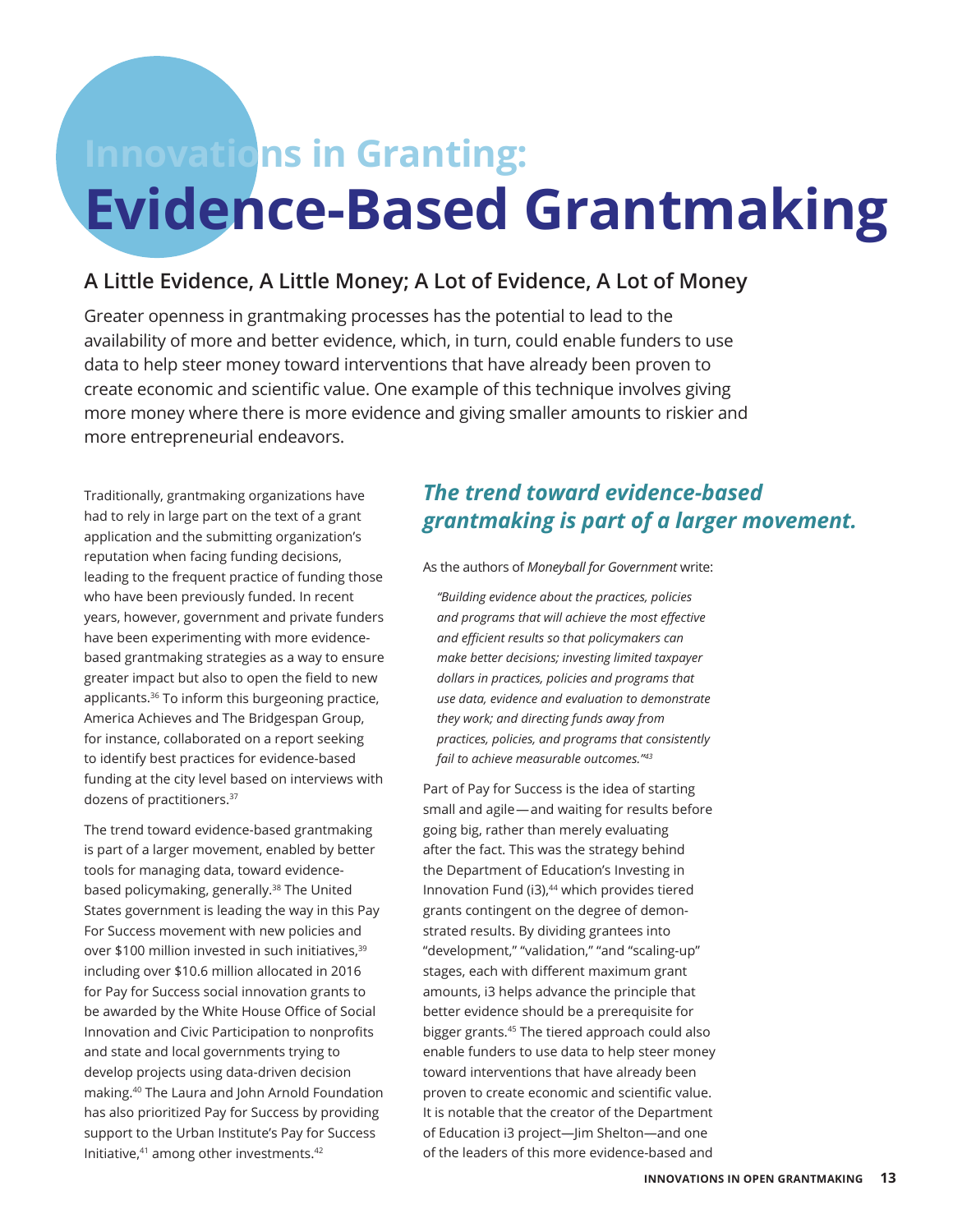# Innovations in Granting: Evidence-Based Grantmaking

### A Little Evidence, A Little Money; A Lot of Evidence, A Lot of Money

Greater openness in grantmaking processes has the potential to lead to the availability of more and better evidence, which, in turn, could enable funders to use data to help steer money toward interventions that have already been proven to create economic and scientific value. One example of this technique involves giving more money where there is more evidence and giving smaller amounts to riskier and more entrepreneurial endeavors.

Traditionally, grantmaking organizations have had to rely in large part on the text of a grant application and the submitting organization's reputation when facing funding decisions, leading to the frequent practice of funding those who have been previously funded. In recent years, however, government and private funders have been experimenting with more evidence-based grantmaking strategies as a way to ensure greater impact but also to open the field to new applicants.[36] To inform this burgeoning practice, America Achieves and The Bridgespan Group, for instance, collaborated on a report seeking to identify best practices for evidence-based funding at the city level based on interviews with dozens of practitioners.[37]

The trend toward evidence-based grantmaking is part of a larger movement, enabled by better tools for managing data, toward evidence-based policymaking, generally.[38] The United States government is leading the way in this Pay For Success movement with new policies and over $100 million invested in such initiatives,[39] including over $10.6 million allocated in 2016 for Pay for Success social innovation grants to be awarded by the White House Office of Social Innovation and Civic Participation to nonprofits and state and local governments trying to develop projects using data-driven decision making.[40] The Laura and John Arnold Foundation has also prioritized Pay for Success by providing support to the Urban Institute's Pay for Success Initiative,[41] among other investments.[42]

***The trend toward evidence-based grantmaking is part of a larger movement.***

As the authors of *Moneyball for Government* write:

> *"Building evidence about the practices, policies and programs that will achieve the most effective and efficient results so that policymakers can make better decisions; investing limited taxpayer dollars in practices, policies and programs that use data, evidence and evaluation to demonstrate they work; and directing funds away from practices, policies, and programs that consistently fail to achieve measurable outcomes."*[43]

Part of Pay for Success is the idea of starting small and agile—and waiting for results before going big, rather than merely evaluating after the fact. This was the strategy behind the Department of Education's Investing in Innovation Fund (i3),[44] which provides tiered grants contingent on the degree of demonstrated results. By dividing grantees into "development," "validation," "and "scaling-up" stages, each with different maximum grant amounts, i3 helps advance the principle that better evidence should be a prerequisite for bigger grants.[45] The tiered approach could also enable funders to use data to help steer money toward interventions that have already been proven to create economic and scientific value. It is notable that the creator of the Department of Education i3 project—Jim Shelton—and one of the leaders of this more evidence-based and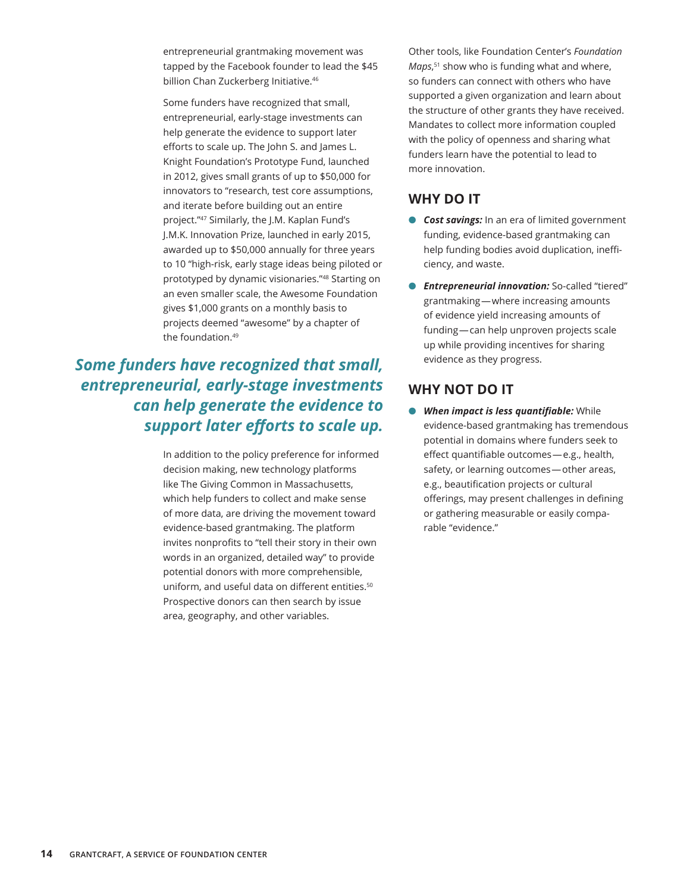entrepreneurial grantmaking movement was tapped by the Facebook founder to lead the $45 billion Chan Zuckerberg Initiative.[46]

Some funders have recognized that small, entrepreneurial, early-stage investments can help generate the evidence to support later efforts to scale up. The John S. and James L. Knight Foundation's Prototype Fund, launched in 2012, gives small grants of up to $50,000 for innovators to "research, test core assumptions, and iterate before building out an entire project."[47] Similarly, the J.M. Kaplan Fund's J.M.K. Innovation Prize, launched in early 2015, awarded up to $50,000 annually for three years to 10 "high-risk, early stage ideas being piloted or prototyped by dynamic visionaries."[48] Starting on an even smaller scale, the Awesome Foundation gives $1,000 grants on a monthly basis to projects deemed "awesome" by a chapter of the foundation.[49]

***Some funders have recognized that small, entrepreneurial, early-stage investments can help generate the evidence to support later efforts to scale up.***

In addition to the policy preference for informed decision making, new technology platforms like The Giving Common in Massachusetts, which help funders to collect and make sense of more data, are driving the movement toward evidence-based grantmaking. The platform invites nonprofits to "tell their story in their own words in an organized, detailed way" to provide potential donors with more comprehensible, uniform, and useful data on different entities.[50] Prospective donors can then search by issue area, geography, and other variables.

Other tools, like Foundation Center's *Foundation Maps*,[51] show who is funding what and where, so funders can connect with others who have supported a given organization and learn about the structure of other grants they have received. Mandates to collect more information coupled with the policy of openness and sharing what funders learn have the potential to lead to more innovation.

## WHY DO IT

- ***Cost savings:*** In an era of limited government funding, evidence-based grantmaking can help funding bodies avoid duplication, inefficiency, and waste.
- ***Entrepreneurial innovation:*** So-called "tiered" grantmaking—where increasing amounts of evidence yield increasing amounts of funding—can help unproven projects scale up while providing incentives for sharing evidence as they progress.

## WHY NOT DO IT

- ***When impact is less quantifiable:*** While evidence-based grantmaking has tremendous potential in domains where funders seek to effect quantifiable outcomes—e.g., health, safety, or learning outcomes—other areas, e.g., beautification projects or cultural offerings, may present challenges in defining or gathering measurable or easily comparable "evidence."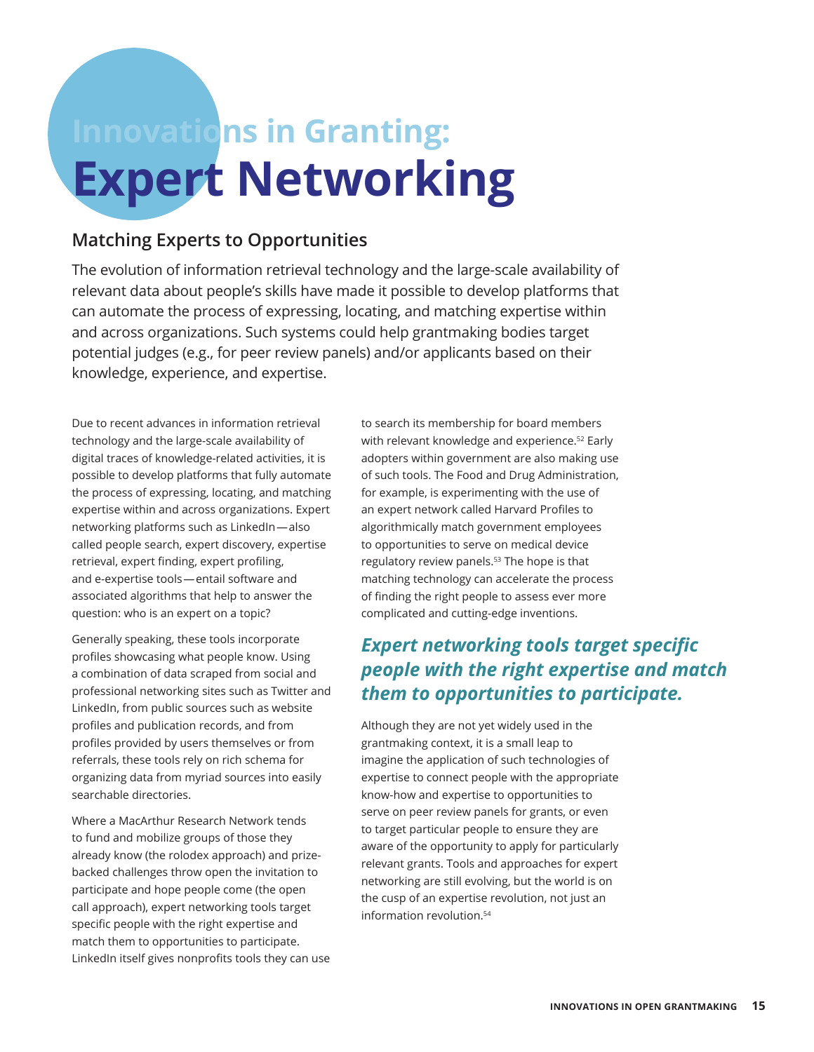# Innovations in Granting: Expert Networking

## Matching Experts to Opportunities

The evolution of information retrieval technology and the large-scale availability of relevant data about people's skills have made it possible to develop platforms that can automate the process of expressing, locating, and matching expertise within and across organizations. Such systems could help grantmaking bodies target potential judges (e.g., for peer review panels) and/or applicants based on their knowledge, experience, and expertise.

Due to recent advances in information retrieval technology and the large-scale availability of digital traces of knowledge-related activities, it is possible to develop platforms that fully automate the process of expressing, locating, and matching expertise within and across organizations. Expert networking platforms such as LinkedIn—also called people search, expert discovery, expertise retrieval, expert finding, expert profiling, and e-expertise tools—entail software and associated algorithms that help to answer the question: who is an expert on a topic?

Generally speaking, these tools incorporate profiles showcasing what people know. Using a combination of data scraped from social and professional networking sites such as Twitter and LinkedIn, from public sources such as website profiles and publication records, and from profiles provided by users themselves or from referrals, these tools rely on rich schema for organizing data from myriad sources into easily searchable directories.

Where a MacArthur Research Network tends to fund and mobilize groups of those they already know (the rolodex approach) and prize-backed challenges throw open the invitation to participate and hope people come (the open call approach), expert networking tools target specific people with the right expertise and match them to opportunities to participate. LinkedIn itself gives nonprofits tools they can use to search its membership for board members with relevant knowledge and experience.[52] Early adopters within government are also making use of such tools. The Food and Drug Administration, for example, is experimenting with the use of an expert network called Harvard Profiles to algorithmically match government employees to opportunities to serve on medical device regulatory review panels.[53] The hope is that matching technology can accelerate the process of finding the right people to assess ever more complicated and cutting-edge inventions.

***Expert networking tools target specific people with the right expertise and match them to opportunities to participate.***

Although they are not yet widely used in the grantmaking context, it is a small leap to imagine the application of such technologies of expertise to connect people with the appropriate know-how and expertise to opportunities to serve on peer review panels for grants, or even to target particular people to ensure they are aware of the opportunity to apply for particularly relevant grants. Tools and approaches for expert networking are still evolving, but the world is on the cusp of an expertise revolution, not just an information revolution.[54]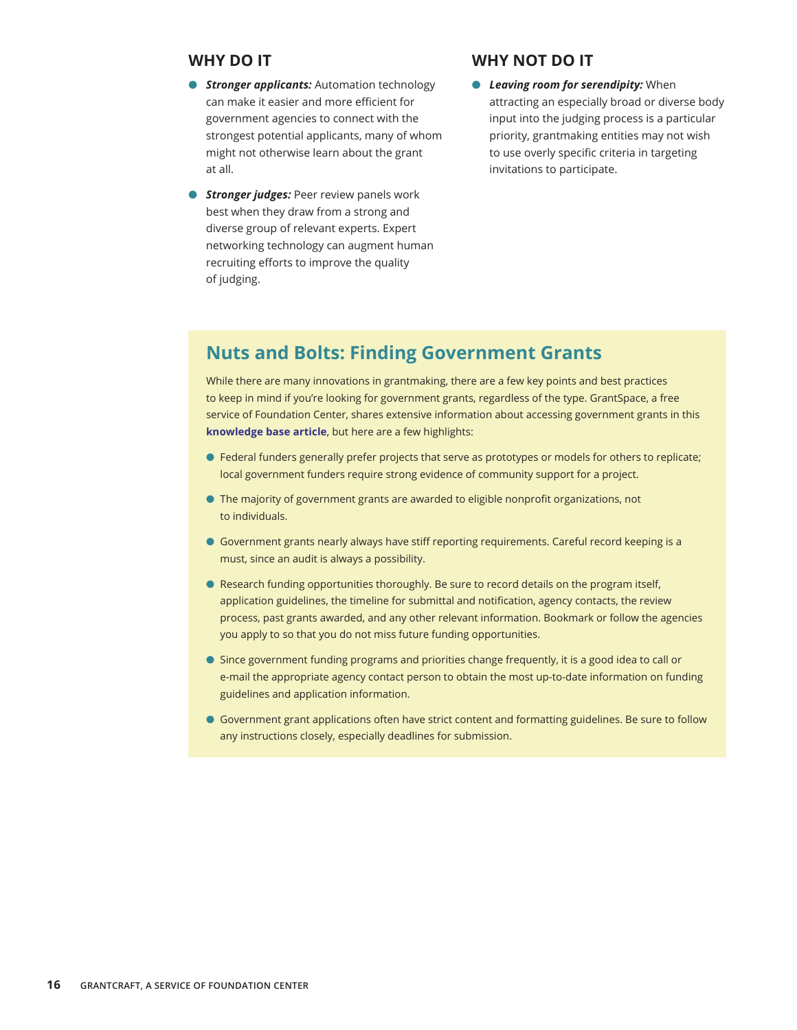### WHY DO IT

- ***Stronger applicants:*** Automation technology can make it easier and more efficient for government agencies to connect with the strongest potential applicants, many of whom might not otherwise learn about the grant at all.
- ***Stronger judges:*** Peer review panels work best when they draw from a strong and diverse group of relevant experts. Expert networking technology can augment human recruiting efforts to improve the quality of judging.

### WHY NOT DO IT

- ***Leaving room for serendipity:*** When attracting an especially broad or diverse body input into the judging process is a particular priority, grantmaking entities may not wish to use overly specific criteria in targeting invitations to participate.

## Nuts and Bolts: Finding Government Grants

While there are many innovations in grantmaking, there are a few key points and best practices to keep in mind if you're looking for government grants, regardless of the type. GrantSpace, a free service of Foundation Center, shares extensive information about accessing government grants in this **knowledge base article**, but here are a few highlights:

- Federal funders generally prefer projects that serve as prototypes or models for others to replicate; local government funders require strong evidence of community support for a project.
- The majority of government grants are awarded to eligible nonprofit organizations, not to individuals.
- Government grants nearly always have stiff reporting requirements. Careful record keeping is a must, since an audit is always a possibility.
- Research funding opportunities thoroughly. Be sure to record details on the program itself, application guidelines, the timeline for submittal and notification, agency contacts, the review process, past grants awarded, and any other relevant information. Bookmark or follow the agencies you apply to so that you do not miss future funding opportunities.
- Since government funding programs and priorities change frequently, it is a good idea to call or e-mail the appropriate agency contact person to obtain the most up-to-date information on funding guidelines and application information.
- Government grant applications often have strict content and formatting guidelines. Be sure to follow any instructions closely, especially deadlines for submission.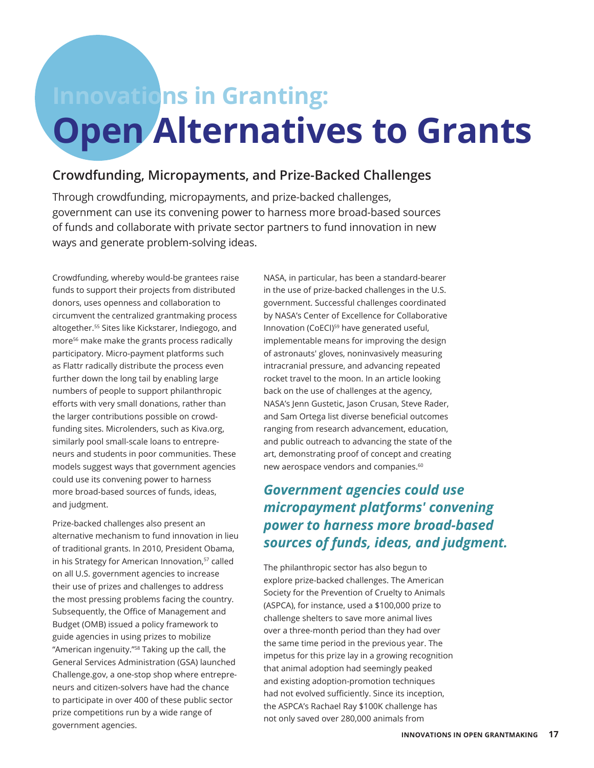# Innovations in Granting: Open Alternatives to Grants

## Crowdfunding, Micropayments, and Prize-Backed Challenges

Through crowdfunding, micropayments, and prize-backed challenges, government can use its convening power to harness more broad-based sources of funds and collaborate with private sector partners to fund innovation in new ways and generate problem-solving ideas.

Crowdfunding, whereby would-be grantees raise funds to support their projects from distributed donors, uses openness and collaboration to circumvent the centralized grantmaking process altogether.[55] Sites like Kickstarer, Indiegogo, and more[56] make make the grants process radically participatory. Micro-payment platforms such as Flattr radically distribute the process even further down the long tail by enabling large numbers of people to support philanthropic efforts with very small donations, rather than the larger contributions possible on crowd-funding sites. Microlenders, such as Kiva.org, similarly pool small-scale loans to entrepreneurs and students in poor communities. These models suggest ways that government agencies could use its convening power to harness more broad-based sources of funds, ideas, and judgment.

Prize-backed challenges also present an alternative mechanism to fund innovation in lieu of traditional grants. In 2010, President Obama, in his Strategy for American Innovation,[57] called on all U.S. government agencies to increase their use of prizes and challenges to address the most pressing problems facing the country. Subsequently, the Office of Management and Budget (OMB) issued a policy framework to guide agencies in using prizes to mobilize "American ingenuity."[58] Taking up the call, the General Services Administration (GSA) launched Challenge.gov, a one-stop shop where entrepreneurs and citizen-solvers have had the chance to participate in over 400 of these public sector prize competitions run by a wide range of government agencies.

NASA, in particular, has been a standard-bearer in the use of prize-backed challenges in the U.S. government. Successful challenges coordinated by NASA's Center of Excellence for Collaborative Innovation (CoECI)[59] have generated useful, implementable means for improving the design of astronauts' gloves, noninvasively measuring intracranial pressure, and advancing repeated rocket travel to the moon. In an article looking back on the use of challenges at the agency, NASA's Jenn Gustetic, Jason Crusan, Steve Rader, and Sam Ortega list diverse beneficial outcomes ranging from research advancement, education, and public outreach to advancing the state of the art, demonstrating proof of concept and creating new aerospace vendors and companies.[60]

***Government agencies could use micropayment platforms' convening power to harness more broad-based sources of funds, ideas, and judgment.***

The philanthropic sector has also begun to explore prize-backed challenges. The American Society for the Prevention of Cruelty to Animals (ASPCA), for instance, used a $100,000 prize to challenge shelters to save more animal lives over a three-month period than they had over the same time period in the previous year. The impetus for this prize lay in a growing recognition that animal adoption had seemingly peaked and existing adoption-promotion techniques had not evolved sufficiently. Since its inception, the ASPCA's Rachael Ray $100K challenge has not only saved over 280,000 animals from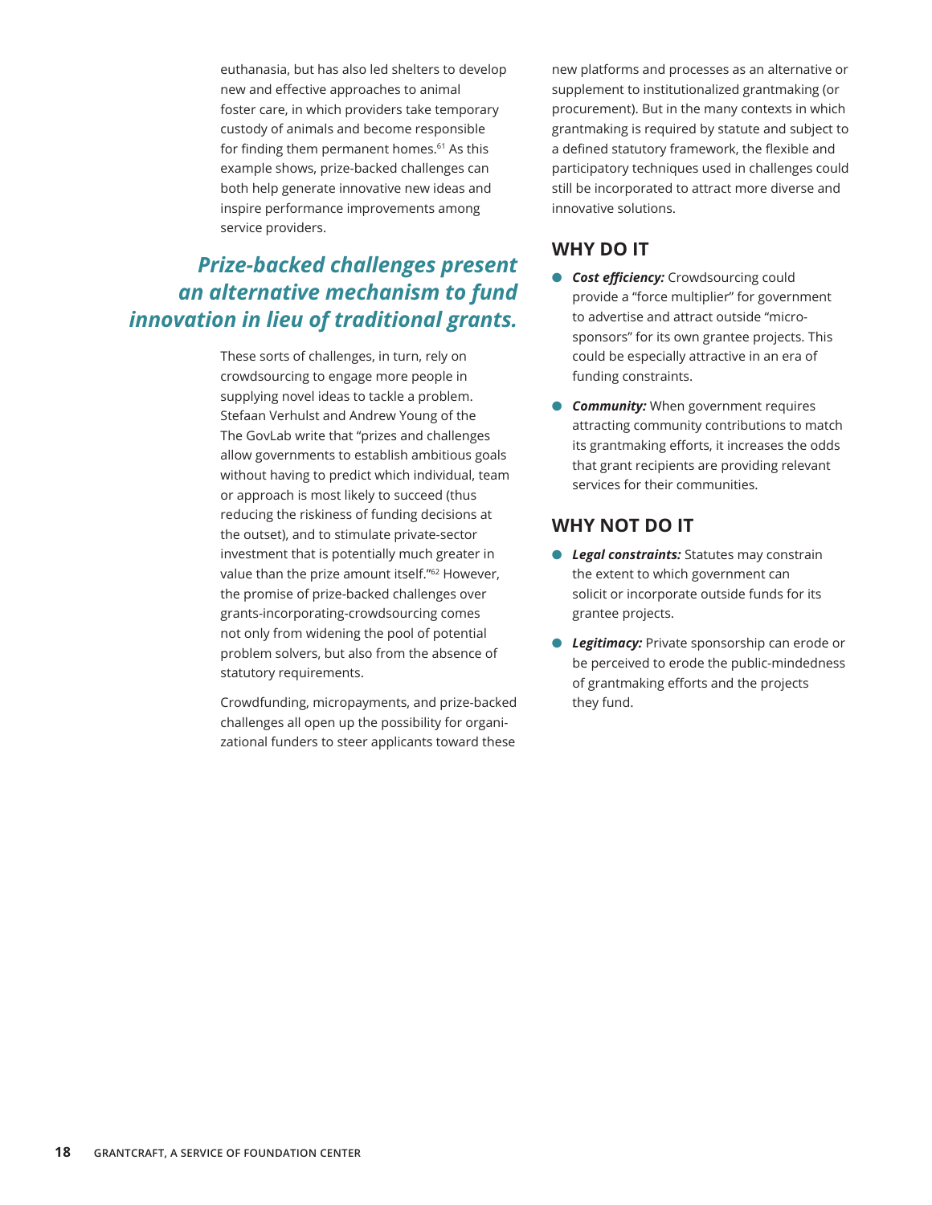euthanasia, but has also led shelters to develop new and effective approaches to animal foster care, in which providers take temporary custody of animals and become responsible for finding them permanent homes.[61] As this example shows, prize-backed challenges can both help generate innovative new ideas and inspire performance improvements among service providers.

***Prize-backed challenges present an alternative mechanism to fund innovation in lieu of traditional grants.***

These sorts of challenges, in turn, rely on crowdsourcing to engage more people in supplying novel ideas to tackle a problem. Stefaan Verhulst and Andrew Young of the The GovLab write that "prizes and challenges allow governments to establish ambitious goals without having to predict which individual, team or approach is most likely to succeed (thus reducing the riskiness of funding decisions at the outset), and to stimulate private-sector investment that is potentially much greater in value than the prize amount itself."[62] However, the promise of prize-backed challenges over grants-incorporating-crowdsourcing comes not only from widening the pool of potential problem solvers, but also from the absence of statutory requirements.

Crowdfunding, micropayments, and prize-backed challenges all open up the possibility for organizational funders to steer applicants toward these new platforms and processes as an alternative or supplement to institutionalized grantmaking (or procurement). But in the many contexts in which grantmaking is required by statute and subject to a defined statutory framework, the flexible and participatory techniques used in challenges could still be incorporated to attract more diverse and innovative solutions.

## WHY DO IT

- ***Cost efficiency:*** Crowdsourcing could provide a "force multiplier" for government to advertise and attract outside "micro-sponsors" for its own grantee projects. This could be especially attractive in an era of funding constraints.
- ***Community:*** When government requires attracting community contributions to match its grantmaking efforts, it increases the odds that grant recipients are providing relevant services for their communities.

## WHY NOT DO IT

- ***Legal constraints:*** Statutes may constrain the extent to which government can solicit or incorporate outside funds for its grantee projects.
- ***Legitimacy:*** Private sponsorship can erode or be perceived to erode the public-mindedness of grantmaking efforts and the projects they fund.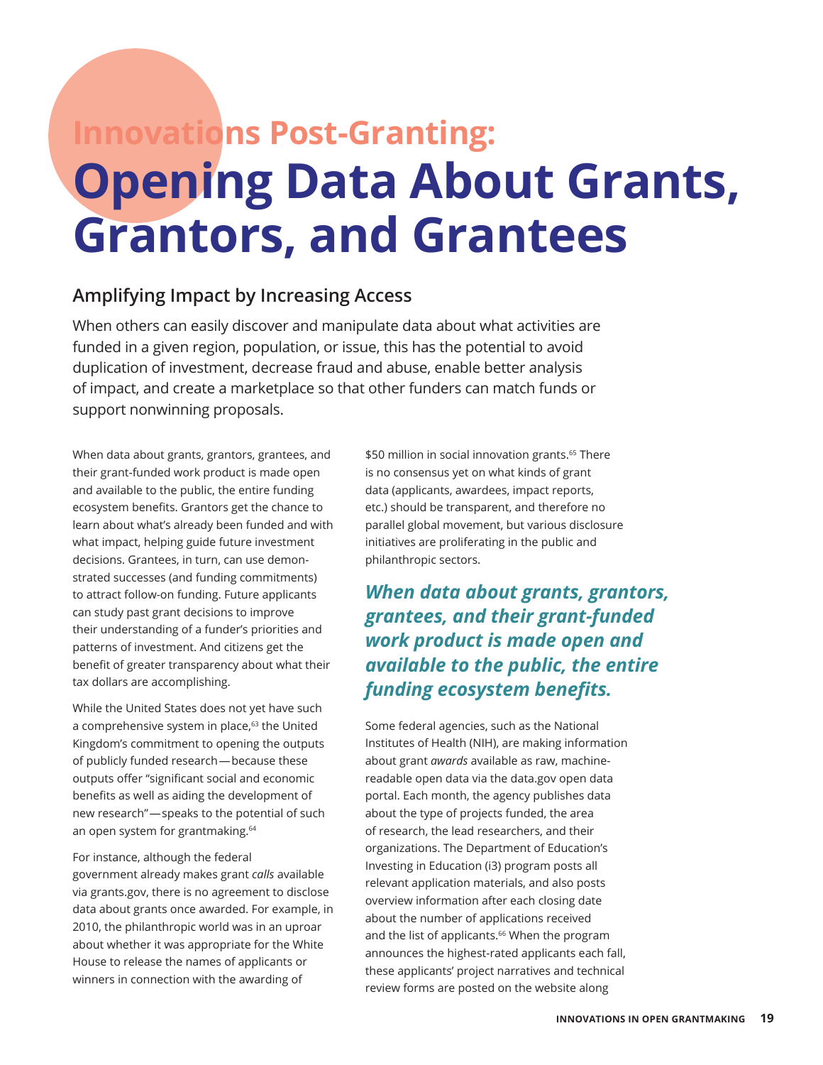# Innovations Post-Granting: Opening Data About Grants, Grantors, and Grantees

## Amplifying Impact by Increasing Access

When others can easily discover and manipulate data about what activities are funded in a given region, population, or issue, this has the potential to avoid duplication of investment, decrease fraud and abuse, enable better analysis of impact, and create a marketplace so that other funders can match funds or support nonwinning proposals.

When data about grants, grantors, grantees, and their grant-funded work product is made open and available to the public, the entire funding ecosystem benefits. Grantors get the chance to learn about what's already been funded and with what impact, helping guide future investment decisions. Grantees, in turn, can use demonstrated successes (and funding commitments) to attract follow-on funding. Future applicants can study past grant decisions to improve their understanding of a funder's priorities and patterns of investment. And citizens get the benefit of greater transparency about what their tax dollars are accomplishing.

While the United States does not yet have such a comprehensive system in place,[63] the United Kingdom's commitment to opening the outputs of publicly funded research—because these outputs offer "significant social and economic benefits as well as aiding the development of new research"—speaks to the potential of such an open system for grantmaking.[64]

For instance, although the federal government already makes grant *calls* available via grants.gov, there is no agreement to disclose data about grants once awarded. For example, in 2010, the philanthropic world was in an uproar about whether it was appropriate for the White House to release the names of applicants or winners in connection with the awarding of $50 million in social innovation grants.[65] There is no consensus yet on what kinds of grant data (applicants, awardees, impact reports, etc.) should be transparent, and therefore no parallel global movement, but various disclosure initiatives are proliferating in the public and philanthropic sectors.

***When data about grants, grantors, grantees, and their grant-funded work product is made open and available to the public, the entire funding ecosystem benefits.***

Some federal agencies, such as the National Institutes of Health (NIH), are making information about grant *awards* available as raw, machine-readable open data via the data.gov open data portal. Each month, the agency publishes data about the type of projects funded, the area of research, the lead researchers, and their organizations. The Department of Education's Investing in Education (i3) program posts all relevant application materials, and also posts overview information after each closing date about the number of applications received and the list of applicants.[66] When the program announces the highest-rated applicants each fall, these applicants' project narratives and technical review forms are posted on the website along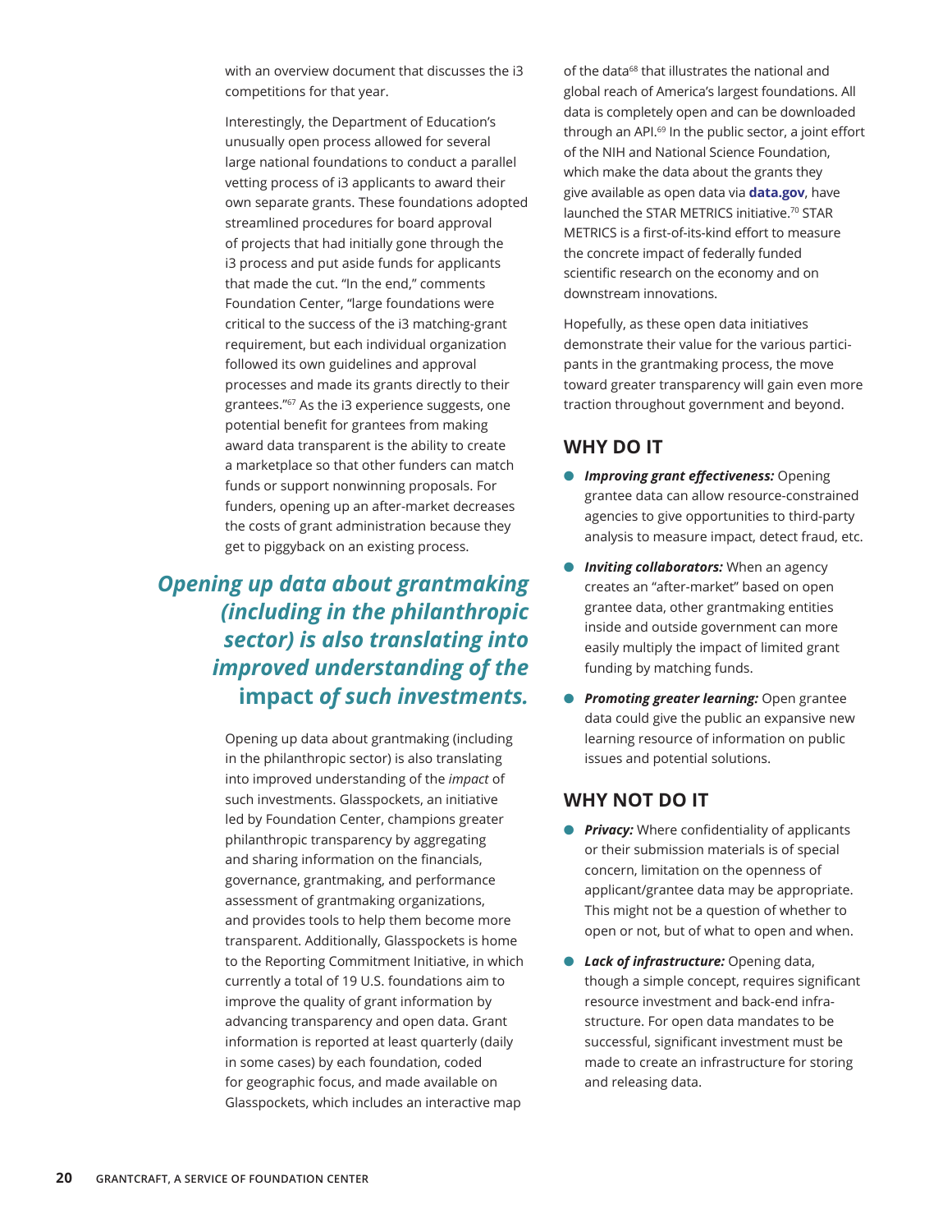with an overview document that discusses the i3 competitions for that year.

Interestingly, the Department of Education's unusually open process allowed for several large national foundations to conduct a parallel vetting process of i3 applicants to award their own separate grants. These foundations adopted streamlined procedures for board approval of projects that had initially gone through the i3 process and put aside funds for applicants that made the cut. "In the end," comments Foundation Center, "large foundations were critical to the success of the i3 matching-grant requirement, but each individual organization followed its own guidelines and approval processes and made its grants directly to their grantees."[67] As the i3 experience suggests, one potential benefit for grantees from making award data transparent is the ability to create a marketplace so that other funders can match funds or support nonwinning proposals. For funders, opening up an after-market decreases the costs of grant administration because they get to piggyback on an existing process.

***Opening up data about grantmaking (including in the philanthropic sector) is also translating into improved understanding of the* impact *of such investments.***

Opening up data about grantmaking (including in the philanthropic sector) is also translating into improved understanding of the *impact* of such investments. Glasspockets, an initiative led by Foundation Center, champions greater philanthropic transparency by aggregating and sharing information on the financials, governance, grantmaking, and performance assessment of grantmaking organizations, and provides tools to help them become more transparent. Additionally, Glasspockets is home to the Reporting Commitment Initiative, in which currently a total of 19 U.S. foundations aim to improve the quality of grant information by advancing transparency and open data. Grant information is reported at least quarterly (daily in some cases) by each foundation, coded for geographic focus, and made available on Glasspockets, which includes an interactive map of the data[68] that illustrates the national and global reach of America's largest foundations. All data is completely open and can be downloaded through an API.[69] In the public sector, a joint effort of the NIH and National Science Foundation, which make the data about the grants they give available as open data via **data.gov**, have launched the STAR METRICS initiative.[70] STAR METRICS is a first-of-its-kind effort to measure the concrete impact of federally funded scientific research on the economy and on downstream innovations.

Hopefully, as these open data initiatives demonstrate their value for the various participants in the grantmaking process, the move toward greater transparency will gain even more traction throughout government and beyond.

## WHY DO IT

- ***Improving grant effectiveness:*** Opening grantee data can allow resource-constrained agencies to give opportunities to third-party analysis to measure impact, detect fraud, etc.
- ***Inviting collaborators:*** When an agency creates an "after-market" based on open grantee data, other grantmaking entities inside and outside government can more easily multiply the impact of limited grant funding by matching funds.
- ***Promoting greater learning:*** Open grantee data could give the public an expansive new learning resource of information on public issues and potential solutions.

## WHY NOT DO IT

- ***Privacy:*** Where confidentiality of applicants or their submission materials is of special concern, limitation on the openness of applicant/grantee data may be appropriate. This might not be a question of whether to open or not, but of what to open and when.
- ***Lack of infrastructure:*** Opening data, though a simple concept, requires significant resource investment and back-end infrastructure. For open data mandates to be successful, significant investment must be made to create an infrastructure for storing and releasing data.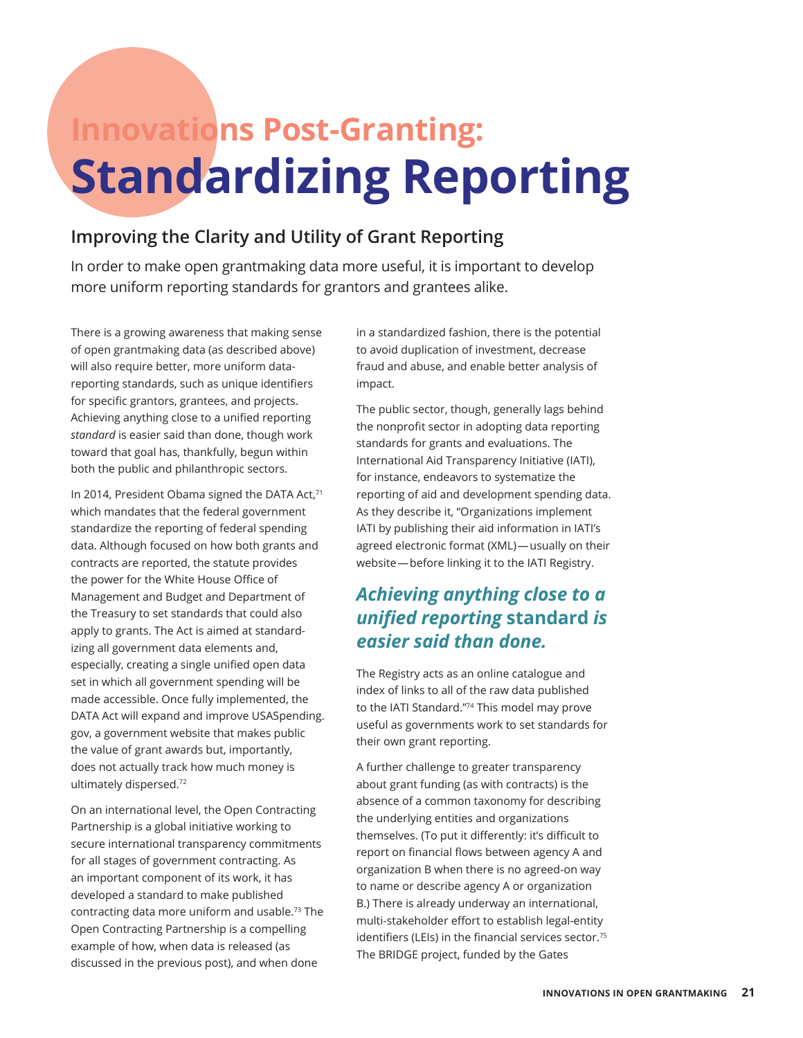# Innovations Post-Granting: Standardizing Reporting

## Improving the Clarity and Utility of Grant Reporting

In order to make open grantmaking data more useful, it is important to develop more uniform reporting standards for grantors and grantees alike.

There is a growing awareness that making sense of open grantmaking data (as described above) will also require better, more uniform data-reporting standards, such as unique identifiers for specific grantors, grantees, and projects. Achieving anything close to a unified reporting *standard* is easier said than done, though work toward that goal has, thankfully, begun within both the public and philanthropic sectors.

In 2014, President Obama signed the DATA Act,[71] which mandates that the federal government standardize the reporting of federal spending data. Although focused on how both grants and contracts are reported, the statute provides the power for the White House Office of Management and Budget and Department of the Treasury to set standards that could also apply to grants. The Act is aimed at standardizing all government data elements and, especially, creating a single unified open data set in which all government spending will be made accessible. Once fully implemented, the DATA Act will expand and improve USASpending.gov, a government website that makes public the value of grant awards but, importantly, does not actually track how much money is ultimately dispersed.[72]

On an international level, the Open Contracting Partnership is a global initiative working to secure international transparency commitments for all stages of government contracting. As an important component of its work, it has developed a standard to make published contracting data more uniform and usable.[73] The Open Contracting Partnership is a compelling example of how, when data is released (as discussed in the previous post), and when done in a standardized fashion, there is the potential to avoid duplication of investment, decrease fraud and abuse, and enable better analysis of impact.

The public sector, though, generally lags behind the nonprofit sector in adopting data reporting standards for grants and evaluations. The International Aid Transparency Initiative (IATI), for instance, endeavors to systematize the reporting of aid and development spending data. As they describe it, "Organizations implement IATI by publishing their aid information in IATI's agreed electronic format (XML)—usually on their website—before linking it to the IATI Registry.

> ***Achieving anything close to a unified reporting* standard *is easier said than done.***

The Registry acts as an online catalogue and index of links to all of the raw data published to the IATI Standard."[74] This model may prove useful as governments work to set standards for their own grant reporting.

A further challenge to greater transparency about grant funding (as with contracts) is the absence of a common taxonomy for describing the underlying entities and organizations themselves. (To put it differently: it's difficult to report on financial flows between agency A and organization B when there is no agreed-on way to name or describe agency A or organization B.) There is already underway an international, multi-stakeholder effort to establish legal-entity identifiers (LEIs) in the financial services sector.[75] The BRIDGE project, funded by the Gates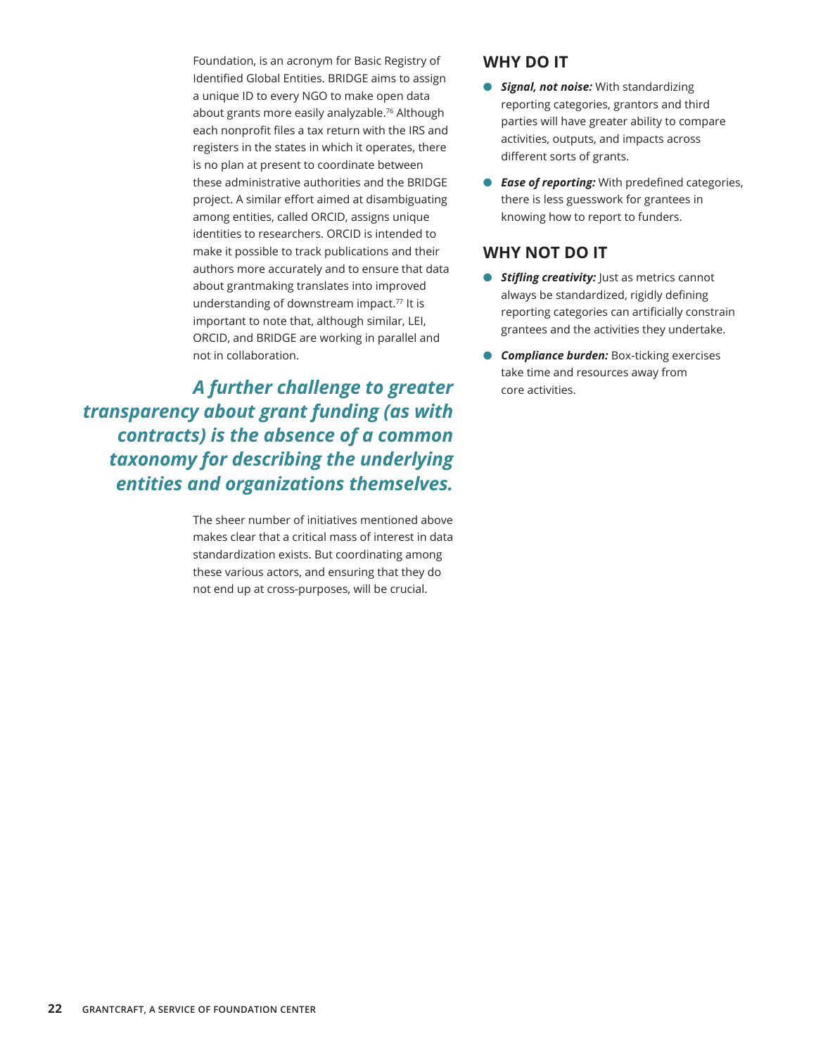Foundation, is an acronym for Basic Registry of Identified Global Entities. BRIDGE aims to assign a unique ID to every NGO to make open data about grants more easily analyzable.[76] Although each nonprofit files a tax return with the IRS and registers in the states in which it operates, there is no plan at present to coordinate between these administrative authorities and the BRIDGE project. A similar effort aimed at disambiguating among entities, called ORCID, assigns unique identities to researchers. ORCID is intended to make it possible to track publications and their authors more accurately and to ensure that data about grantmaking translates into improved understanding of downstream impact.[77] It is important to note that, although similar, LEI, ORCID, and BRIDGE are working in parallel and not in collaboration.

***A further challenge to greater transparency about grant funding (as with contracts) is the absence of a common taxonomy for describing the underlying entities and organizations themselves.***

The sheer number of initiatives mentioned above makes clear that a critical mass of interest in data standardization exists. But coordinating among these various actors, and ensuring that they do not end up at cross-purposes, will be crucial.

## WHY DO IT

- ***Signal, not noise:*** With standardizing reporting categories, grantors and third parties will have greater ability to compare activities, outputs, and impacts across different sorts of grants.
- ***Ease of reporting:*** With predefined categories, there is less guesswork for grantees in knowing how to report to funders.

## WHY NOT DO IT

- ***Stifling creativity:*** Just as metrics cannot always be standardized, rigidly defining reporting categories can artificially constrain grantees and the activities they undertake.
- ***Compliance burden:*** Box-ticking exercises take time and resources away from core activities.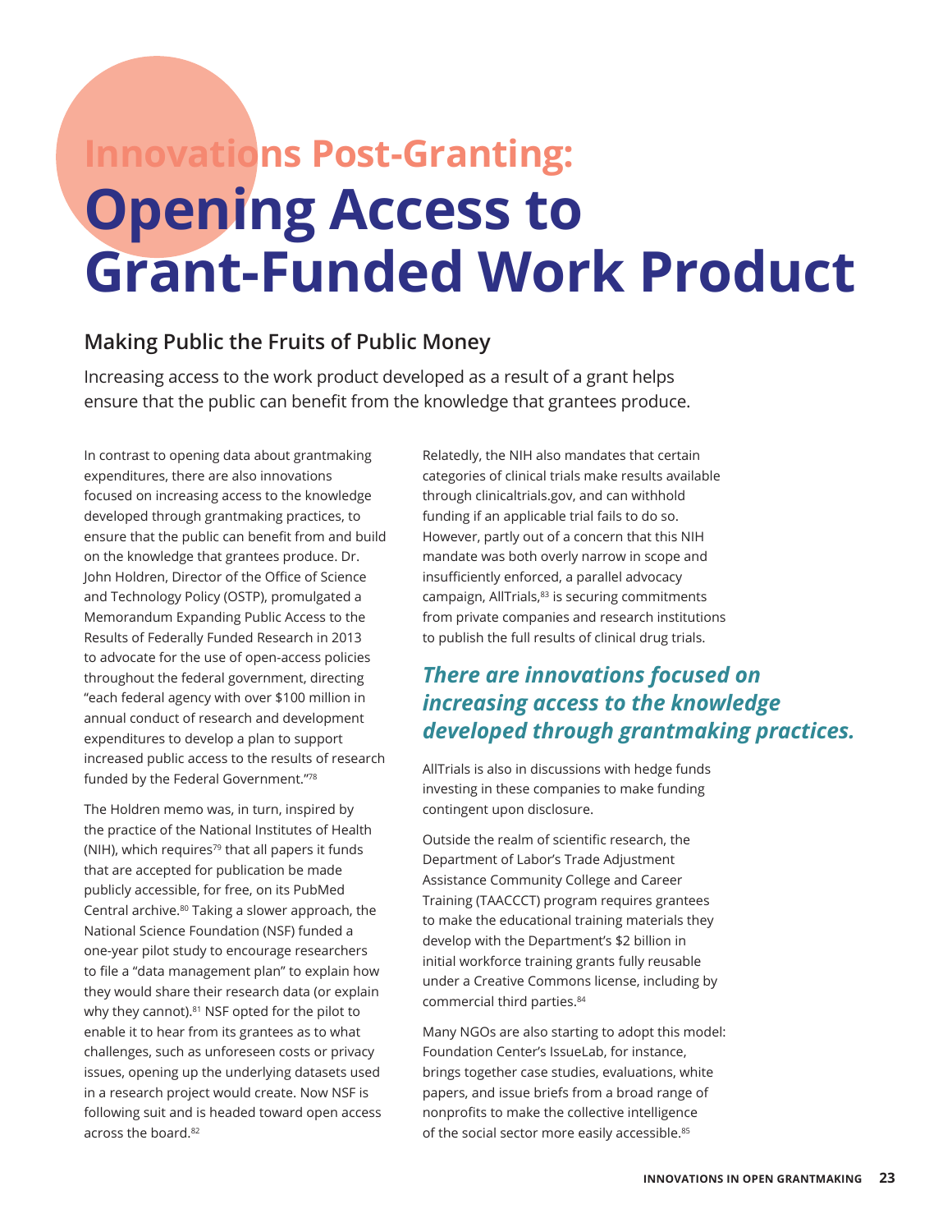# Innovations Post-Granting: Opening Access to Grant-Funded Work Product

## Making Public the Fruits of Public Money

Increasing access to the work product developed as a result of a grant helps ensure that the public can benefit from the knowledge that grantees produce.

In contrast to opening data about grantmaking expenditures, there are also innovations focused on increasing access to the knowledge developed through grantmaking practices, to ensure that the public can benefit from and build on the knowledge that grantees produce. Dr. John Holdren, Director of the Office of Science and Technology Policy (OSTP), promulgated a Memorandum Expanding Public Access to the Results of Federally Funded Research in 2013 to advocate for the use of open-access policies throughout the federal government, directing "each federal agency with over $100 million in annual conduct of research and development expenditures to develop a plan to support increased public access to the results of research funded by the Federal Government."[78]

The Holdren memo was, in turn, inspired by the practice of the National Institutes of Health (NIH), which requires[79] that all papers it funds that are accepted for publication be made publicly accessible, for free, on its PubMed Central archive.[80] Taking a slower approach, the National Science Foundation (NSF) funded a one-year pilot study to encourage researchers to file a "data management plan" to explain how they would share their research data (or explain why they cannot).[81] NSF opted for the pilot to enable it to hear from its grantees as to what challenges, such as unforeseen costs or privacy issues, opening up the underlying datasets used in a research project would create. Now NSF is following suit and is headed toward open access across the board.[82]

Relatedly, the NIH also mandates that certain categories of clinical trials make results available through clinicaltrials.gov, and can withhold funding if an applicable trial fails to do so. However, partly out of a concern that this NIH mandate was both overly narrow in scope and insufficiently enforced, a parallel advocacy campaign, AllTrials,[83] is securing commitments from private companies and research institutions to publish the full results of clinical drug trials.

***There are innovations focused on increasing access to the knowledge developed through grantmaking practices.***

AllTrials is also in discussions with hedge funds investing in these companies to make funding contingent upon disclosure.

Outside the realm of scientific research, the Department of Labor's Trade Adjustment Assistance Community College and Career Training (TAACCCT) program requires grantees to make the educational training materials they develop with the Department's $2 billion in initial workforce training grants fully reusable under a Creative Commons license, including by commercial third parties.[84]

Many NGOs are also starting to adopt this model: Foundation Center's IssueLab, for instance, brings together case studies, evaluations, white papers, and issue briefs from a broad range of nonprofits to make the collective intelligence of the social sector more easily accessible.[85]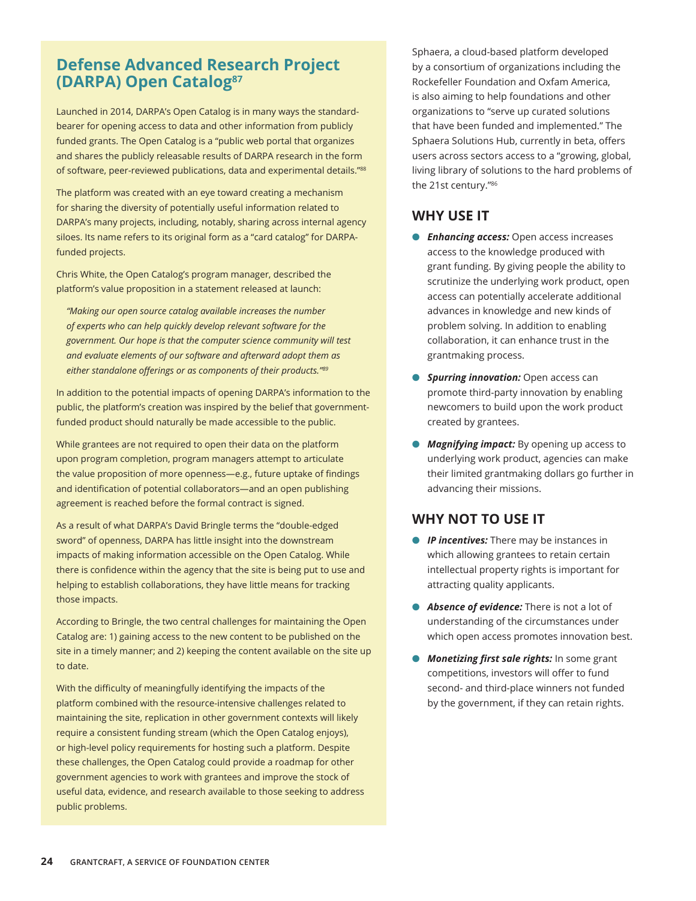## Defense Advanced Research Project (DARPA) Open Catalog[87]

Launched in 2014, DARPA's Open Catalog is in many ways the standard-bearer for opening access to data and other information from publicly funded grants. The Open Catalog is a "public web portal that organizes and shares the publicly releasable results of DARPA research in the form of software, peer-reviewed publications, data and experimental details."[88]

The platform was created with an eye toward creating a mechanism for sharing the diversity of potentially useful information related to DARPA's many projects, including, notably, sharing across internal agency siloes. Its name refers to its original form as a "card catalog" for DARPA-funded projects.

Chris White, the Open Catalog's program manager, described the platform's value proposition in a statement released at launch:

> *"Making our open source catalog available increases the number of experts who can help quickly develop relevant software for the government. Our hope is that the computer science community will test and evaluate elements of our software and afterward adopt them as either standalone offerings or as components of their products."*[89]

In addition to the potential impacts of opening DARPA's information to the public, the platform's creation was inspired by the belief that government-funded product should naturally be made accessible to the public.

While grantees are not required to open their data on the platform upon program completion, program managers attempt to articulate the value proposition of more openness—e.g., future uptake of findings and identification of potential collaborators—and an open publishing agreement is reached before the formal contract is signed.

As a result of what DARPA's David Bringle terms the "double-edged sword" of openness, DARPA has little insight into the downstream impacts of making information accessible on the Open Catalog. While there is confidence within the agency that the site is being put to use and helping to establish collaborations, they have little means for tracking those impacts.

According to Bringle, the two central challenges for maintaining the Open Catalog are: 1) gaining access to the new content to be published on the site in a timely manner; and 2) keeping the content available on the site up to date.

With the difficulty of meaningfully identifying the impacts of the platform combined with the resource-intensive challenges related to maintaining the site, replication in other government contexts will likely require a consistent funding stream (which the Open Catalog enjoys), or high-level policy requirements for hosting such a platform. Despite these challenges, the Open Catalog could provide a roadmap for other government agencies to work with grantees and improve the stock of useful data, evidence, and research available to those seeking to address public problems.

Sphaera, a cloud-based platform developed by a consortium of organizations including the Rockefeller Foundation and Oxfam America, is also aiming to help foundations and other organizations to "serve up curated solutions that have been funded and implemented." The Sphaera Solutions Hub, currently in beta, offers users across sectors access to a "growing, global, living library of solutions to the hard problems of the 21st century."[86]

### WHY USE IT

- ***Enhancing access:*** Open access increases access to the knowledge produced with grant funding. By giving people the ability to scrutinize the underlying work product, open access can potentially accelerate additional advances in knowledge and new kinds of problem solving. In addition to enabling collaboration, it can enhance trust in the grantmaking process.
- ***Spurring innovation:*** Open access can promote third-party innovation by enabling newcomers to build upon the work product created by grantees.
- ***Magnifying impact:*** By opening up access to underlying work product, agencies can make their limited grantmaking dollars go further in advancing their missions.

### WHY NOT TO USE IT

- ***IP incentives:*** There may be instances in which allowing grantees to retain certain intellectual property rights is important for attracting quality applicants.
- ***Absence of evidence:*** There is not a lot of understanding of the circumstances under which open access promotes innovation best.
- ***Monetizing first sale rights:*** In some grant competitions, investors will offer to fund second- and third-place winners not funded by the government, if they can retain rights.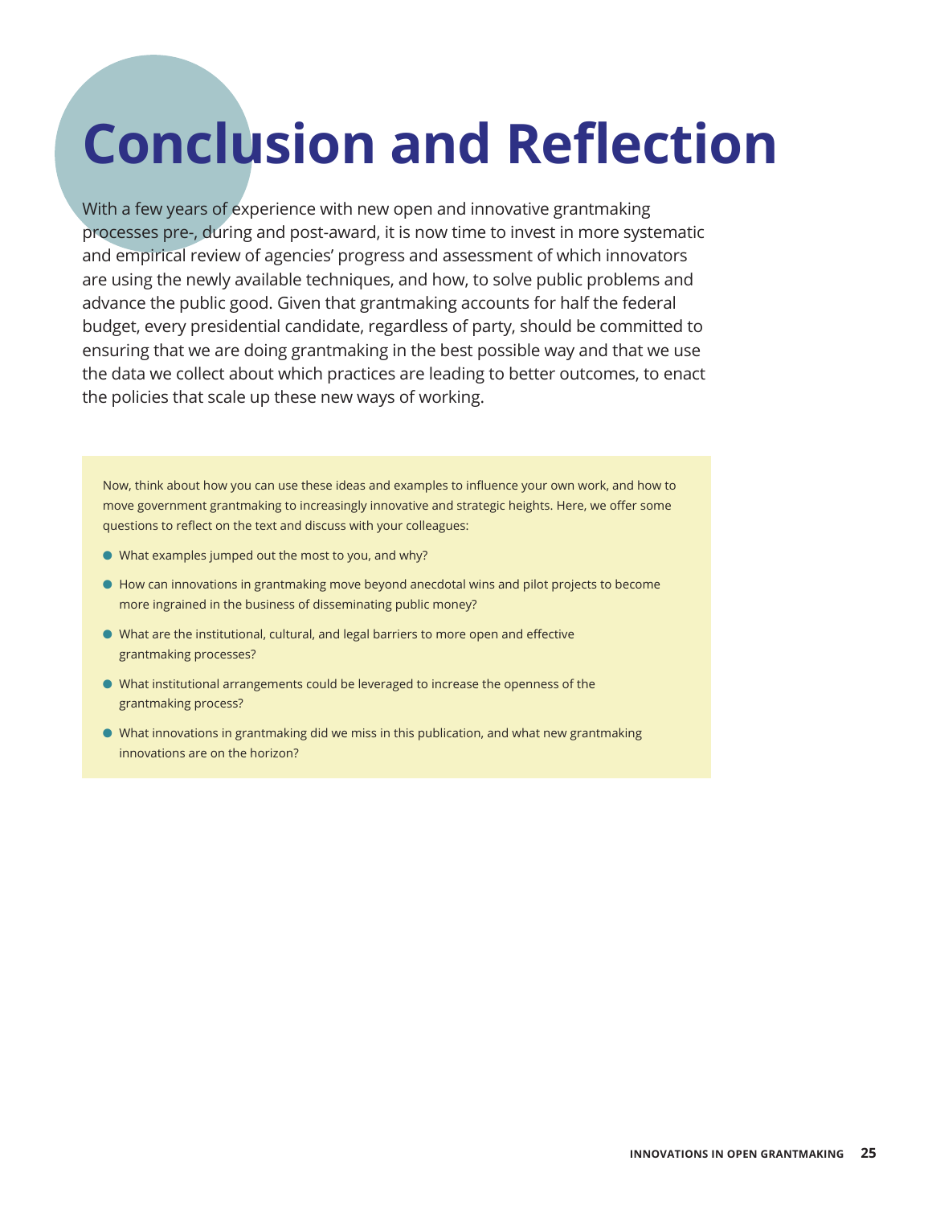# Conclusion and Reflection

With a few years of experience with new open and innovative grantmaking processes pre-, during and post-award, it is now time to invest in more systematic and empirical review of agencies' progress and assessment of which innovators are using the newly available techniques, and how, to solve public problems and advance the public good. Given that grantmaking accounts for half the federal budget, every presidential candidate, regardless of party, should be committed to ensuring that we are doing grantmaking in the best possible way and that we use the data we collect about which practices are leading to better outcomes, to enact the policies that scale up these new ways of working.

Now, think about how you can use these ideas and examples to influence your own work, and how to move government grantmaking to increasingly innovative and strategic heights. Here, we offer some questions to reflect on the text and discuss with your colleagues:

- What examples jumped out the most to you, and why?
- How can innovations in grantmaking move beyond anecdotal wins and pilot projects to become more ingrained in the business of disseminating public money?
- What are the institutional, cultural, and legal barriers to more open and effective grantmaking processes?
- What institutional arrangements could be leveraged to increase the openness of the grantmaking process?
- What innovations in grantmaking did we miss in this publication, and what new grantmaking innovations are on the horizon?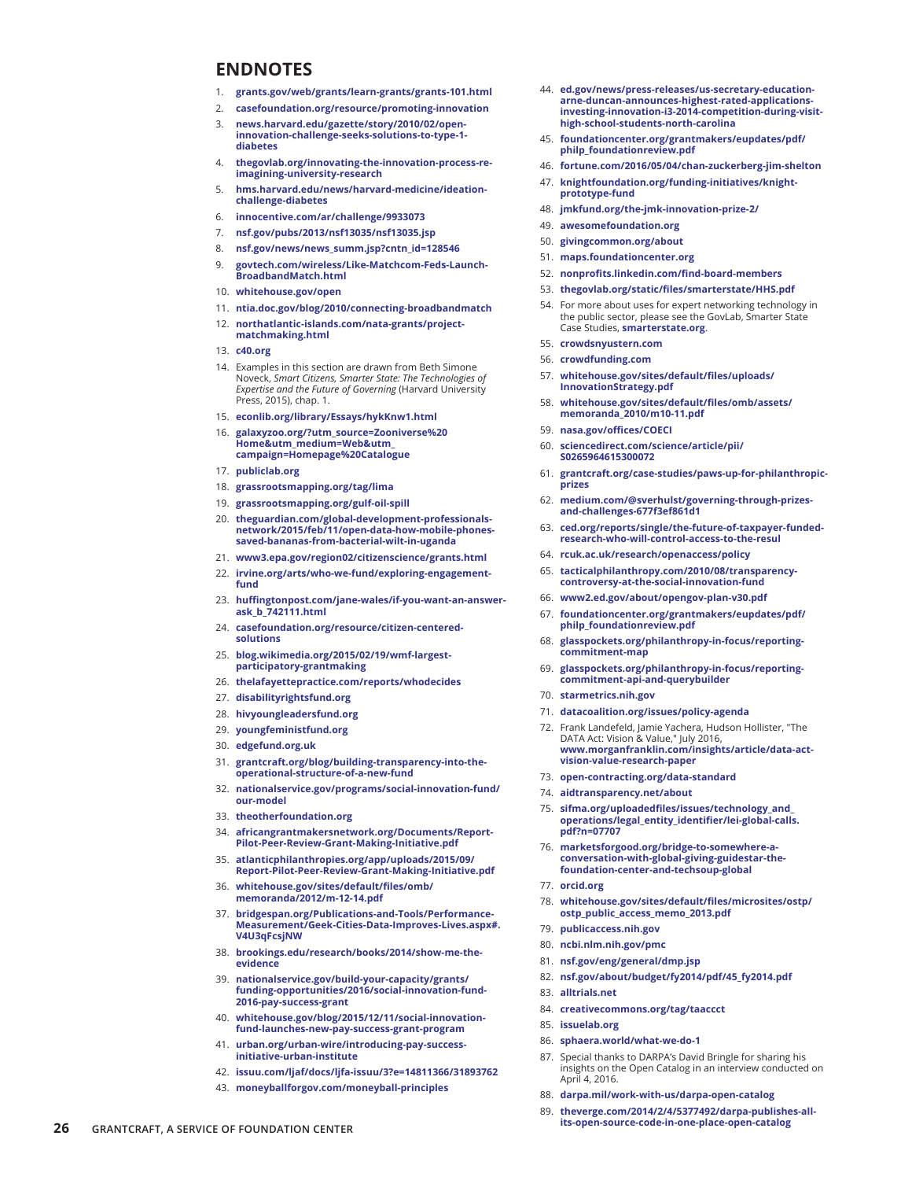## ENDNOTES

1. **grants.gov/web/grants/learn-grants/grants-101.html**
2. **casefoundation.org/resource/promoting-innovation**
3. **news.harvard.edu/gazette/story/2010/02/open-innovation-challenge-seeks-solutions-to-type-1-diabetes**
4. **thegovlab.org/innovating-the-innovation-process-re-imagining-university-research**
5. **hms.harvard.edu/news/harvard-medicine/ideation-challenge-diabetes**
6. **innocentive.com/ar/challenge/9933073**
7. **nsf.gov/pubs/2013/nsf13035/nsf13035.jsp**
8. **nsf.gov/news/news_summ.jsp?cntn_id=128546**
9. **govtech.com/wireless/Like-Matchcom-Feds-Launch-BroadbandMatch.html**
10. **whitehouse.gov/open**
11. **ntia.doc.gov/blog/2010/connecting-broadbandmatch**
12. **northatlantic-islands.com/nata-grants/project-matchmaking.html**
13. **c40.org**
14. Examples in this section are drawn from Beth Simone Noveck, *Smart Citizens, Smarter State: The Technologies of Expertise and the Future of Governing* (Harvard University Press, 2015), chap. 1.
15. **econlib.org/library/Essays/hykKnw1.html**
16. **galaxyzoo.org/?utm_source=Zooniverse%20Home&utm_medium=Web&utm_campaign=Homepage%20Catalogue**
17. **publiclab.org**
18. **grassrootsmapping.org/tag/lima**
19. **grassrootsmapping.org/gulf-oil-spill**
20. **theguardian.com/global-development-professionals-network/2015/feb/11/open-data-how-mobile-phones-saved-bananas-from-bacterial-wilt-in-uganda**
21. **www3.epa.gov/region02/citizenscience/grants.html**
22. **irvine.org/arts/who-we-fund/exploring-engagement-fund**
23. **huffingtonpost.com/jane-wales/if-you-want-an-answer-ask_b_742111.html**
24. **casefoundation.org/resource/citizen-centered-solutions**
25. **blog.wikimedia.org/2015/02/19/wmf-largest-participatory-grantmaking**
26. **thelafayettepractice.com/reports/whodecides**
27. **disabilityrightsfund.org**
28. **hivyoungleadersfund.org**
29. **youngfeministfund.org**
30. **edgefund.org.uk**
31. **grantcraft.org/blog/building-transparency-into-the-operational-structure-of-a-new-fund**
32. **nationalservice.gov/programs/social-innovation-fund/our-model**
33. **theotherfoundation.org**
34. **africangrantmakersnetwork.org/Documents/Report-Pilot-Peer-Review-Grant-Making-Initiative.pdf**
35. **atlanticphilanthropies.org/app/uploads/2015/09/Report-Pilot-Peer-Review-Grant-Making-Initiative.pdf**
36. **whitehouse.gov/sites/default/files/omb/memoranda/2012/m-12-14.pdf**
37. **bridgespan.org/Publications-and-Tools/Performance-Measurement/Geek-Cities-Data-Improves-Lives.aspx#.V4U3qFcsjNW**
38. **brookings.edu/research/books/2014/show-me-the-evidence**
39. **nationalservice.gov/build-your-capacity/grants/funding-opportunities/2016/social-innovation-fund-2016-pay-success-grant**
40. **whitehouse.gov/blog/2015/12/11/social-innovation-fund-launches-new-pay-success-grant-program**
41. **urban.org/urban-wire/introducing-pay-success-initiative-urban-institute**
42. **issuu.com/ljaf/docs/ljfa-issuu/3?e=14811366/31893762**
43. **moneyballforgov.com/moneyball-principles**
44. **ed.gov/news/press-releases/us-secretary-education-arne-duncan-announces-highest-rated-applications-investing-innovation-i3-2014-competition-during-visit-high-school-students-north-carolina**
45. **foundationcenter.org/grantmakers/eupdates/pdf/philp_foundationreview.pdf**
46. **fortune.com/2016/05/04/chan-zuckerberg-jim-shelton**
47. **knightfoundation.org/funding-initiatives/knight-prototype-fund**
48. **jmkfund.org/the-jmk-innovation-prize-2/**
49. **awesomefoundation.org**
50. **givingcommon.org/about**
51. **maps.foundationcenter.org**
52. **nonprofits.linkedin.com/find-board-members**
53. **thegovlab.org/static/files/smarterstate/HHS.pdf**
54. For more about uses for expert networking technology in the public sector, please see the GovLab, Smarter State Case Studies, **smarterstate.org**.
55. **crowdsnyustern.com**
56. **crowdfunding.com**
57. **whitehouse.gov/sites/default/files/uploads/InnovationStrategy.pdf**
58. **whitehouse.gov/sites/default/files/omb/assets/memoranda_2010/m10-11.pdf**
59. **nasa.gov/offices/COECI**
60. **sciencedirect.com/science/article/pii/S0265964615300072**
61. **grantcraft.org/case-studies/paws-up-for-philanthropic-prizes**
62. **medium.com/@sverhulst/governing-through-prizes-and-challenges-677f3ef861d1**
63. **ced.org/reports/single/the-future-of-taxpayer-funded-research-who-will-control-access-to-the-resul**
64. **rcuk.ac.uk/research/openaccess/policy**
65. **tacticalphilanthropy.com/2010/08/transparency-controversy-at-the-social-innovation-fund**
66. **www2.ed.gov/about/opengov-plan-v30.pdf**
67. **foundationcenter.org/grantmakers/eupdates/pdf/philp_foundationreview.pdf**
68. **glasspockets.org/philanthropy-in-focus/reporting-commitment-map**
69. **glasspockets.org/philanthropy-in-focus/reporting-commitment-api-and-querybuilder**
70. **starmetrics.nih.gov**
71. **datacoalition.org/issues/policy-agenda**
72. Frank Landefeld, Jamie Yachera, Hudson Hollister, "The DATA Act: Vision & Value," July 2016, **www.morganfranklin.com/insights/article/data-act-vision-value-research-paper**
73. **open-contracting.org/data-standard**
74. **aidtransparency.net/about**
75. **sifma.org/uploadedfiles/issues/technology_and_operations/legal_entity_identifier/lei-global-calls.pdf?n=07707**
76. **marketsforgood.org/bridge-to-somewhere-a-conversation-with-global-giving-guidestar-the-foundation-center-and-techsoup-global**
77. **orcid.org**
78. **whitehouse.gov/sites/default/files/microsites/ostp/ostp_public_access_memo_2013.pdf**
79. **publicaccess.nih.gov**
80. **ncbi.nlm.nih.gov/pmc**
81. **nsf.gov/eng/general/dmp.jsp**
82. **nsf.gov/about/budget/fy2014/pdf/45_fy2014.pdf**
83. **alltrials.net**
84. **creativecommons.org/tag/taaccct**
85. **issuelab.org**
86. **sphaera.world/what-we-do-1**
87. Special thanks to DARPA's David Bringle for sharing his insights on the Open Catalog in an interview conducted on April 4, 2016.
88. **darpa.mil/work-with-us/darpa-open-catalog**
89. **theverge.com/2014/2/4/5377492/darpa-publishes-all-its-open-source-code-in-one-place-open-catalog**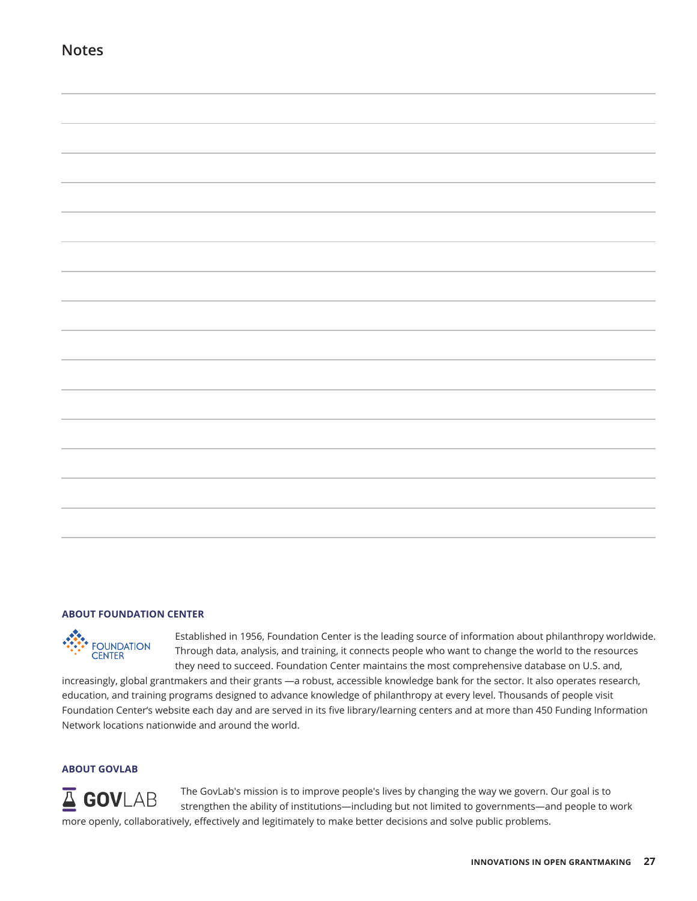## Notes

**ABOUT FOUNDATION CENTER**

Established in 1956, Foundation Center is the leading source of information about philanthropy worldwide. Through data, analysis, and training, it connects people who want to change the world to the resources they need to succeed. Foundation Center maintains the most comprehensive database on U.S. and, increasingly, global grantmakers and their grants —a robust, accessible knowledge bank for the sector. It also operates research, education, and training programs designed to advance knowledge of philanthropy at every level. Thousands of people visit Foundation Center's website each day and are served in its five library/learning centers and at more than 450 Funding Information Network locations nationwide and around the world.

**ABOUT GOVLAB**

The GovLab's mission is to improve people's lives by changing the way we govern. Our goal is to strengthen the ability of institutions—including but not limited to governments—and people to work more openly, collaboratively, effectively and legitimately to make better decisions and solve public problems.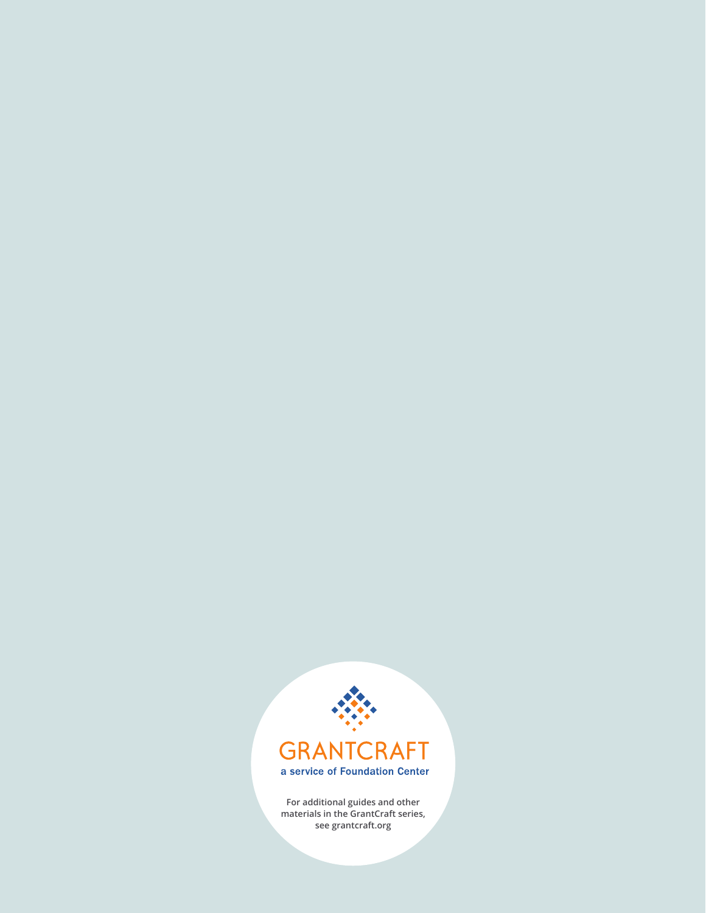GRANTCRAFT

a service of Foundation Center

For additional guides and other materials in the GrantCraft series, see grantcraft.org